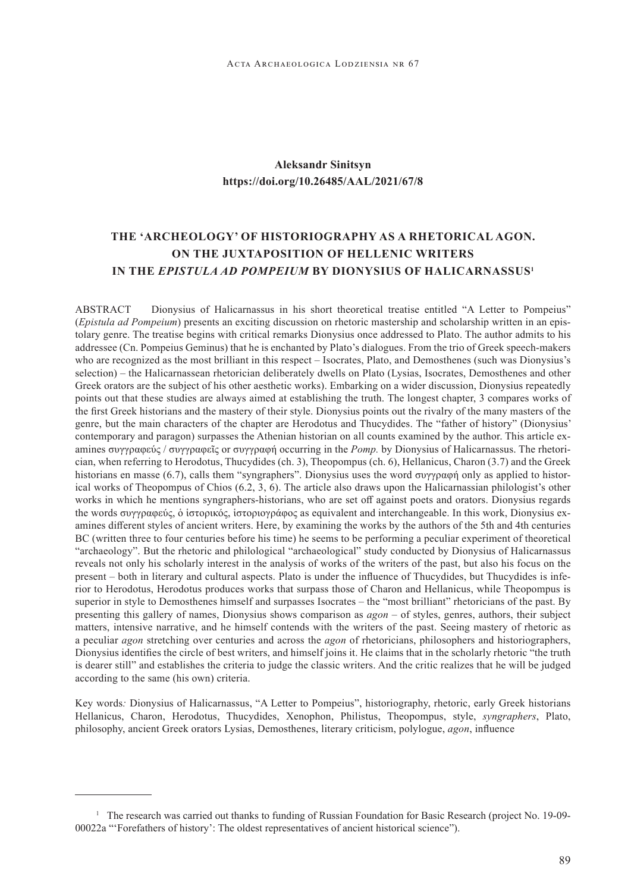**Aleksandr Sinitsyn**
**https://doi.org/10.26485/AAL/2021/67/8**

# THE 'ARCHEOLOGY' OF HISTORIOGRAPHY AS A RHETORICAL AGON. ON THE JUXTAPOSITION OF HELLENIC WRITERS IN THE *EPISTULA AD POMPEIUM* BY DIONYSIUS OF HALICARNASSUS[1]

ABSTRACT Dionysius of Halicarnassus in his short theoretical treatise entitled "A Letter to Pompeius" (*Epistula ad Pompeium*) presents an exciting discussion on rhetoric mastership and scholarship written in an epistolary genre. The treatise begins with critical remarks Dionysius once addressed to Plato. The author admits to his addressee (Cn. Pompeius Geminus) that he is enchanted by Plato's dialogues. From the trio of Greek speech-makers who are recognized as the most brilliant in this respect – Isocrates, Plato, and Demosthenes (such was Dionysius's selection) – the Halicarnassean rhetorician deliberately dwells on Plato (Lysias, Isocrates, Demosthenes and other Greek orators are the subject of his other aesthetic works). Embarking on a wider discussion, Dionysius repeatedly points out that these studies are always aimed at establishing the truth. The longest chapter, 3 compares works of the first Greek historians and the mastery of their style. Dionysius points out the rivalry of the many masters of the genre, but the main characters of the chapter are Herodotus and Thucydides. The "father of history" (Dionysius' contemporary and paragon) surpasses the Athenian historian on all counts examined by the author. This article examines συγγραφεύς / συγγραφεῖς or συγγραφή occurring in the *Pomp.* by Dionysius of Halicarnassus. The rhetorician, when referring to Herodotus, Thucydides (ch. 3), Theopompus (ch. 6), Hellanicus, Charon (3.7) and the Greek historians en masse (6.7), calls them "syngraphers". Dionysius uses the word συγγραφή only as applied to historical works of Theopompus of Chios (6.2, 3, 6). The article also draws upon the Halicarnassian philologist's other works in which he mentions syngraphers-historians, who are set off against poets and orators. Dionysius regards the words συγγραφεύς, ὁ ἱστορικός, ἱστοριογράφος as equivalent and interchangeable. In this work, Dionysius examines different styles of ancient writers. Here, by examining the works by the authors of the 5th and 4th centuries BC (written three to four centuries before his time) he seems to be performing a peculiar experiment of theoretical "archaeology". But the rhetoric and philological "archaeological" study conducted by Dionysius of Halicarnassus reveals not only his scholarly interest in the analysis of works of the writers of the past, but also his focus on the present – both in literary and cultural aspects. Plato is under the influence of Thucydides, but Thucydides is inferior to Herodotus, Herodotus produces works that surpass those of Charon and Hellanicus, while Theopompus is superior in style to Demosthenes himself and surpasses Isocrates – the "most brilliant" rhetoricians of the past. By presenting this gallery of names, Dionysius shows comparison as *agon* – of styles, genres, authors, their subject matters, intensive narrative, and he himself contends with the writers of the past. Seeing mastery of rhetoric as a peculiar *agon* stretching over centuries and across the *agon* of rhetoricians, philosophers and historiographers, Dionysius identifies the circle of best writers, and himself joins it. He claims that in the scholarly rhetoric "the truth is dearer still" and establishes the criteria to judge the classic writers. And the critic realizes that he will be judged according to the same (his own) criteria.

Key words*:* Dionysius of Halicarnassus, "A Letter to Pompeius", historiography, rhetoric, early Greek historians Hellanicus, Charon, Herodotus, Thucydides, Xenophon, Philistus, Theopompus, style, *syngraphers*, Plato, philosophy, ancient Greek orators Lysias, Demosthenes, literary criticism, polylogue, *agon*, influence

[1] The research was carried out thanks to funding of Russian Foundation for Basic Research (project No. 19-09-00022a "'Forefathers of history': The oldest representatives of ancient historical science").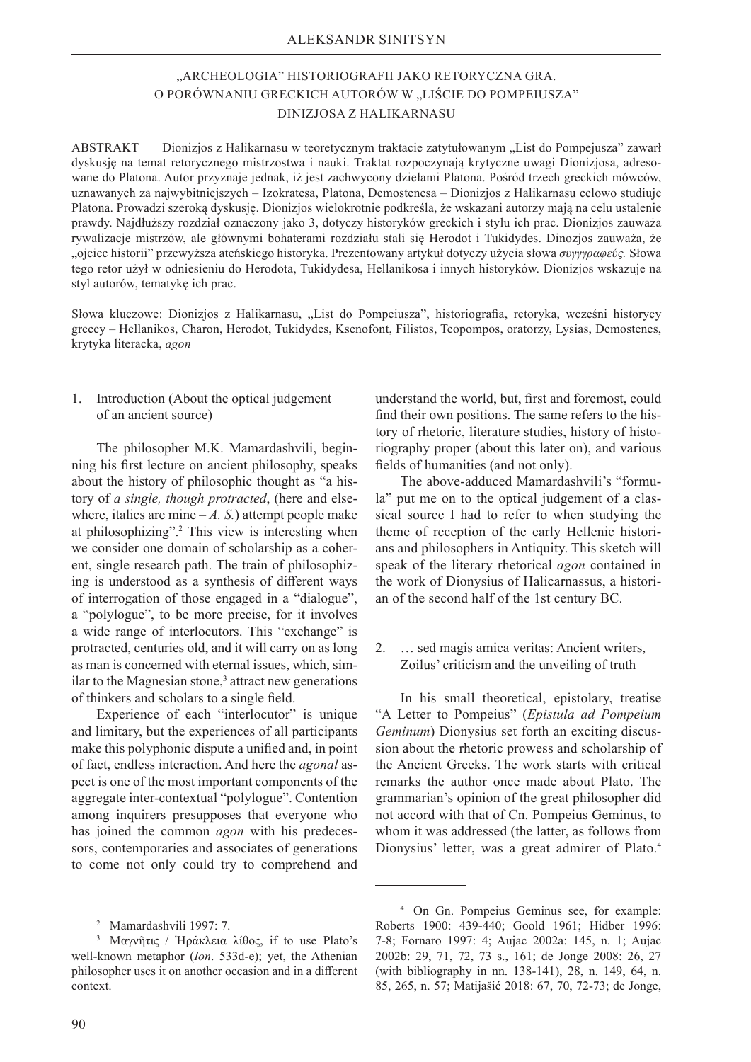# ALEKSANDR SINITSYN

## „ARCHEOLOGIA" HISTORIOGRAFII JAKO RETORYCZNA GRA. O PORÓWNANIU GRECKICH AUTORÓW W „LIŚCIE DO POMPEIUSZA" DINIZJOSA Z HALIKARNASU

ABSTRAKT Dionizjos z Halikarnasu w teoretycznym traktacie zatytułowanym „List do Pompejusza" zawarł dyskusję na temat retorycznego mistrzostwa i nauki. Traktat rozpoczynają krytyczne uwagi Dionizjosa, adresowane do Platona. Autor przyznaje jednak, iż jest zachwycony dziełami Platona. Pośród trzech greckich mówców, uznawanych za najwybitniejszych – Izokratesa, Platona, Demostenesa – Dionizjos z Halikarnasu celowo studiuje Platona. Prowadzi szeroką dyskusję. Dionizjos wielokrotnie podkreśla, że wskazani autorzy mają na celu ustalenie prawdy. Najdłuższy rozdział oznaczony jako 3, dotyczy historyków greckich i stylu ich prac. Dionizjos zauważa rywalizacje mistrzów, ale głównymi bohaterami rozdziału stali się Herodot i Tukidydes. Dinozjos zauważa, że „ojciec historii" przewyższa ateńskiego historyka. Prezentowany artykuł dotyczy użycia słowa *συγγραφεύς.* Słowa tego retor użył w odniesieniu do Herodota, Tukidydesa, Hellanikosa i innych historyków. Dionizjos wskazuje na styl autorów, tematykę ich prac.

Słowa kluczowe: Dionizjos z Halikarnasu, „List do Pompeiusza", historiografia, retoryka, wcześni historycy greccy – Hellanikos, Charon, Herodot, Tukidydes, Ksenofont, Filistos, Teopompos, oratorzy, Lysias, Demostenes, krytyka literacka, *agon*

### 1. Introduction (About the optical judgement of an ancient source)

The philosopher M.K. Mamardashvili, beginning his first lecture on ancient philosophy, speaks about the history of philosophic thought as "a history of *a single, though protracted*, (here and elsewhere, italics are mine – *A. S.*) attempt people make at philosophizing".[2] This view is interesting when we consider one domain of scholarship as a coherent, single research path. The train of philosophizing is understood as a synthesis of different ways of interrogation of those engaged in a "dialogue", a "polylogue", to be more precise, for it involves a wide range of interlocutors. This "exchange" is protracted, centuries old, and it will carry on as long as man is concerned with eternal issues, which, similar to the Magnesian stone,[3] attract new generations of thinkers and scholars to a single field.

Experience of each "interlocutor" is unique and limitary, but the experiences of all participants make this polyphonic dispute a unified and, in point of fact, endless interaction. And here the *agonal* aspect is one of the most important components of the aggregate inter-contextual "polylogue". Contention among inquirers presupposes that everyone who has joined the common *agon* with his predecessors, contemporaries and associates of generations to come not only could try to comprehend and understand the world, but, first and foremost, could find their own positions. The same refers to the history of rhetoric, literature studies, history of historiography proper (about this later on), and various fields of humanities (and not only).

The above-adduced Mamardashvili's "formula" put me on to the optical judgement of a classical source I had to refer to when studying the theme of reception of the early Hellenic historians and philosophers in Antiquity. This sketch will speak of the literary rhetorical *agon* contained in the work of Dionysius of Halicarnassus, a historian of the second half of the 1st century BC.

### 2. … sed magis amica veritas: Ancient writers, Zoilus' criticism and the unveiling of truth

In his small theoretical, epistolary, treatise "A Letter to Pompeius" (*Epistula ad Pompeium Geminum*) Dionysius set forth an exciting discussion about the rhetoric prowess and scholarship of the Ancient Greeks. The work starts with critical remarks the author once made about Plato. The grammarian's opinion of the great philosopher did not accord with that of Cn. Pompeius Geminus, to whom it was addressed (the latter, as follows from Dionysius' letter, was a great admirer of Plato.[4]

---

[2] Mamardashvili 1997: 7.

[3] Μαγνῆτις / Ἡράκλεια λίθος, if to use Plato's well-known metaphor (*Ion*. 533d-e); yet, the Athenian philosopher uses it on another occasion and in a different context.

[4] On Gn. Pompeius Geminus see, for example: Roberts 1900: 439-440; Goold 1961; Hidber 1996: 7-8; Fornaro 1997: 4; Aujac 2002a: 145, n. 1; Aujac 2002b: 29, 71, 72, 73 s., 161; de Jonge 2008: 26, 27 (with bibliography in nn. 138-141), 28, n. 149, 64, n. 85, 265, n. 57; Matijašić 2018: 67, 70, 72-73; de Jonge,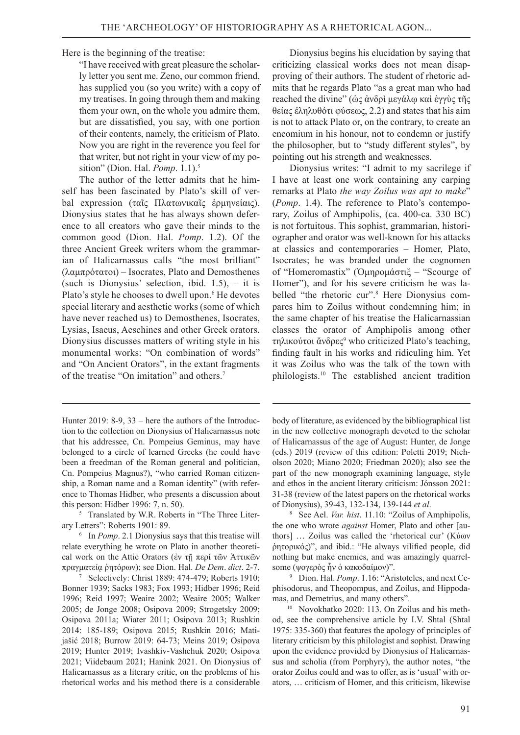Here is the beginning of the treatise:

> "I have received with great pleasure the scholarly letter you sent me. Zeno, our common friend, has supplied you (so you write) with a copy of my treatises. In going through them and making them your own, on the whole you admire them, but are dissatisfied, you say, with one portion of their contents, namely, the criticism of Plato. Now you are right in the reverence you feel for that writer, but not right in your view of my position" (Dion. Hal. *Pomp*. 1.1).[5]

The author of the letter admits that he himself has been fascinated by Plato's skill of verbal expression (ταῖς Πλατωνικαῖς ἑρμηνείαις). Dionysius states that he has always shown deference to all creators who gave their minds to the common good (Dion. Hal. *Pomp*. 1.2). Of the three Ancient Greek writers whom the grammarian of Halicarnassus calls "the most brilliant" (λαμπρότατοι) – Isocrates, Plato and Demosthenes (such is Dionysius' selection, ibid. 1.5), – it is Plato's style he chooses to dwell upon.[6] He devotes special literary and aesthetic works (some of which have never reached us) to Demosthenes, Isocrates, Lysias, Isaeus, Aeschines and other Greek orators. Dionysius discusses matters of writing style in his monumental works: "On combination of words" and "On Ancient Orators", in the extant fragments of the treatise "On imitation" and others.[7]

Dionysius begins his elucidation by saying that criticizing classical works does not mean disapproving of their authors. The student of rhetoric admits that he regards Plato "as a great man who had reached the divine" (ὡς ἀνδρὶ μεγάλῳ καὶ ἐγγὺς τῆς θείας ἐληλυθότι φύσεως, 2.2) and states that his aim is not to attack Plato or, on the contrary, to create an encomium in his honour, not to condemn or justify the philosopher, but to "study different styles", by pointing out his strength and weaknesses.

Dionysius writes: "I admit to my sacrilege if I have at least one work containing any carping remarks at Plato *the way Zoilus was apt to make*" (*Pomp*. 1.4). The reference to Plato's contemporary, Zoilus of Amphipolis, (ca. 400-ca. 330 BC) is not fortuitous. This sophist, grammarian, historiographer and orator was well-known for his attacks at classics and contemporaries – Homer, Plato, Isocrates; he was branded under the cognomen of "Homeromastix" (Ὁμηρομάστιξ – "Scourge of Homer"), and for his severe criticism he was labelled "the rhetoric cur".[8] Here Dionysius compares him to Zoilus without condemning him; in the same chapter of his treatise the Halicarnassian classes the orator of Amphipolis among other τηλικοῦτοι ἄνδρες[9] who criticized Plato's teaching, finding fault in his works and ridiculing him. Yet it was Zoilus who was the talk of the town with philologists.[10] The established ancient tradition

---

Hunter 2019: 8-9, 33 – here the authors of the Introduction to the collection on Dionysius of Halicarnassus note that his addressee, Cn. Pompeius Geminus, may have belonged to a circle of learned Greeks (he could have been a freedman of the Roman general and politician, Cn. Pompeius Magnus?), "who carried Roman citizenship, a Roman name and a Roman identity" (with reference to Thomas Hidber, who presents a discussion about this person: Hidber 1996: 7, n. 50).

[5] Translated by W.R. Roberts in "The Three Literary Letters": Roberts 1901: 89.

[6] In *Pomp*. 2.1 Dionysius says that this treatise will relate everything he wrote on Plato in another theoretical work on the Attic Orators (ἐν τῇ περὶ τῶν Ἀττικῶν πραγματείᾳ ῥητόρων); see Dion. Hal. *De Dem*. *dict*. 2-7.

[7] Selectively: Christ 1889: 474-479; Roberts 1910; Bonner 1939; Sacks 1983; Fox 1993; Hidber 1996; Reid 1996; Reid 1997; Weaire 2002; Weaire 2005; Walker 2005; de Jonge 2008; Osipova 2009; Strogetsky 2009; Osipova 2011a; Wiater 2011; Osipova 2013; Rushkin 2014: 185-189; Osipova 2015; Rushkin 2016; Matijašić 2018; Burrow 2019: 64-73; Meins 2019; Osipova 2019; Hunter 2019; Ivashkiv-Vashchuk 2020; Osipova 2021; Viidebaum 2021; Hanink 2021. On Dionysius of Halicarnassus as a literary critic, on the problems of his rhetorical works and his method there is a considerable body of literature, as evidenced by the bibliographical list in the new collective monograph devoted to the scholar of Halicarnassus of the age of August: Hunter, de Jonge (eds.) 2019 (review of this edition: Poletti 2019; Nicholson 2020; Miano 2020; Friedman 2020); also see the part of the new monograph examining language, style and ethos in the ancient literary criticism: Jónsson 2021: 31-38 (review of the latest papers on the rhetorical works of Dionysius), 39-43, 132-134, 139-144 *et al*.

[8] See Ael. *Var. hist*. 11.10: "Zoilus of Amphipolis, the one who wrote *against* Homer, Plato and other [authors] … Zoilus was called the 'rhetorical cur' (Κύων ῥητορικός)", and ibid.: "He always vilified people, did nothing but make enemies, and was amazingly quarrelsome (ψογερὸς ἦν ὁ κακοδαίμον)".

[9] Dion. Hal. *Pomp*. 1.16: "Aristoteles, and next Cephisodorus, and Theopompus, and Zoilus, and Hippodamas, and Demetrius, and many others".

[10] Novokhatko 2020: 113. On Zoilus and his method, see the comprehensive article by I.V. Shtal (Shtal 1975: 335-360) that features the apology of principles of literary criticism by this philologist and sophist. Drawing upon the evidence provided by Dionysius of Halicarnassus and scholia (from Porphyry), the author notes, "the orator Zoilus could and was to offer, as is 'usual' with orators, … criticism of Homer, and this criticism, likewise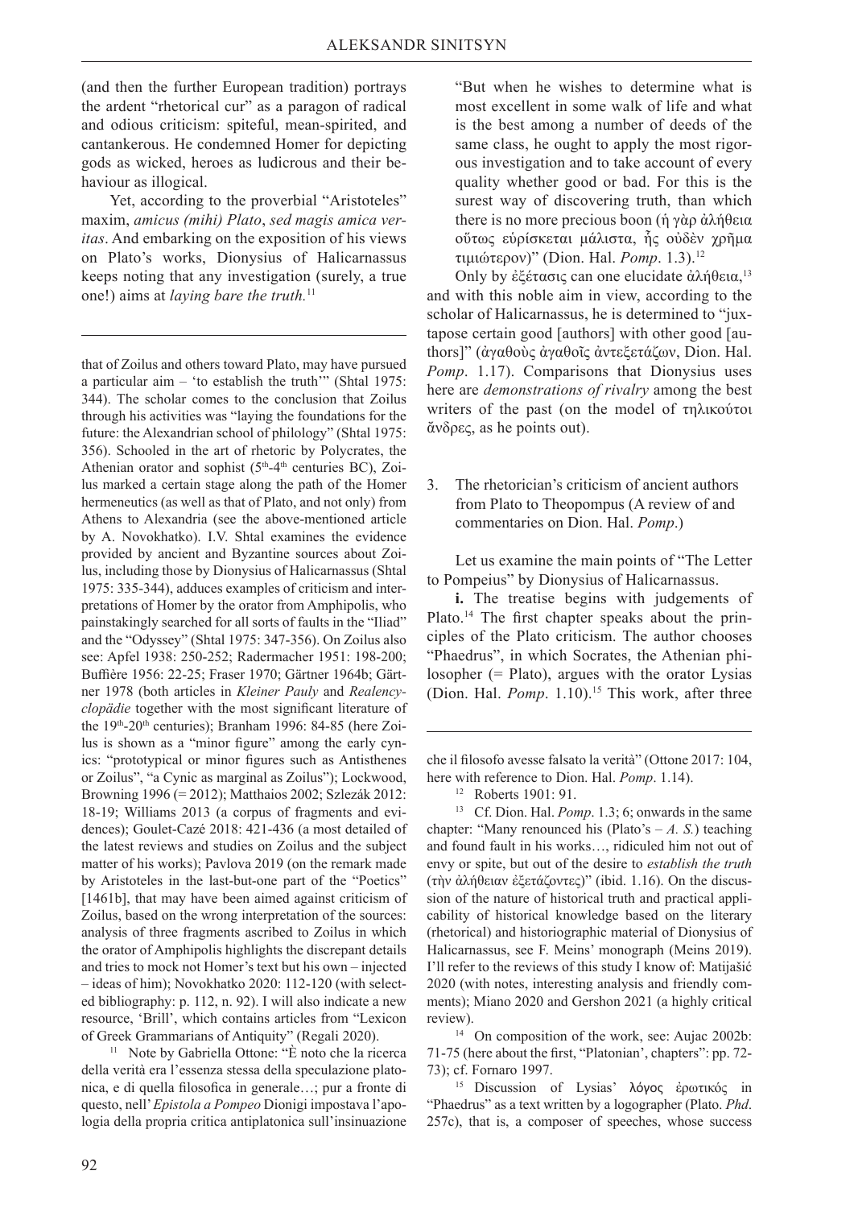(and then the further European tradition) portrays the ardent "rhetorical cur" as a paragon of radical and odious criticism: spiteful, mean-spirited, and cantankerous. He condemned Homer for depicting gods as wicked, heroes as ludicrous and their behaviour as illogical.

Yet, according to the proverbial "Aristoteles" maxim, *amicus (mihi) Plato*, *sed magis amica veritas*. And embarking on the exposition of his views on Plato's works, Dionysius of Halicarnassus keeps noting that any investigation (surely, a true one!) aims at *laying bare the truth.*[11]

"But when he wishes to determine what is most excellent in some walk of life and what is the best among a number of deeds of the same class, he ought to apply the most rigorous investigation and to take account of every quality whether good or bad. For this is the surest way of discovering truth, than which there is no more precious boon (ἡ γὰρ ἀλήθεια οὕτως εὑρίσκεται μάλιστα, ἧς οὐδὲν χρῆμα τιμιώτερον)" (Dion. Hal. *Pomp*. 1.3).[12]

Only by ἐξέτασις can one elucidate ἀλήθεια,[13] and with this noble aim in view, according to the scholar of Halicarnassus, he is determined to "juxtapose certain good [authors] with other good [authors]" (ἀγαθοὺς ἀγαθοῖς ἀντεξετάζων, Dion. Hal. *Pomp*. 1.17). Comparisons that Dionysius uses here are *demonstrations of rivalry* among the best writers of the past (on the model of τηλικοῦτοι ἄνδρες, as he points out).

## 3. The rhetorician's criticism of ancient authors from Plato to Theopompus (A review of and commentaries on Dion. Hal. *Pomp*.)

Let us examine the main points of "The Letter to Pompeius" by Dionysius of Halicarnassus.

**i.** The treatise begins with judgements of Plato.[14] The first chapter speaks about the principles of the Plato criticism. The author chooses "Phaedrus", in which Socrates, the Athenian philosopher (= Plato), argues with the orator Lysias (Dion. Hal. *Pomp*. 1.10).[15] This work, after three

---

that of Zoilus and others toward Plato, may have pursued a particular aim – 'to establish the truth'" (Shtal 1975: 344). The scholar comes to the conclusion that Zoilus through his activities was "laying the foundations for the future: the Alexandrian school of philology" (Shtal 1975: 356). Schooled in the art of rhetoric by Polycrates, the Athenian orator and sophist (5th-4th centuries BC), Zoilus marked a certain stage along the path of the Homer hermeneutics (as well as that of Plato, and not only) from Athens to Alexandria (see the above-mentioned article by A. Novokhatko). I.V. Shtal examines the evidence provided by ancient and Byzantine sources about Zoilus, including those by Dionysius of Halicarnassus (Shtal 1975: 335-344), adduces examples of criticism and interpretations of Homer by the orator from Amphipolis, who painstakingly searched for all sorts of faults in the "Iliad" and the "Odyssey" (Shtal 1975: 347-356). On Zoilus also see: Apfel 1938: 250-252; Radermacher 1951: 198-200; Buffière 1956: 22-25; Fraser 1970; Gärtner 1964b; Gärtner 1978 (both articles in *Kleiner Pauly* and *Realencyclopädie* together with the most significant literature of the 19th-20th centuries); Branham 1996: 84-85 (here Zoilus is shown as a "minor figure" among the early cynics: "prototypical or minor figures such as Antisthenes or Zoilus", "a Cynic as marginal as Zoilus"); Lockwood, Browning 1996 (= 2012); Matthaios 2002; Szlezák 2012: 18-19; Williams 2013 (a corpus of fragments and evidences); Goulet-Cazé 2018: 421-436 (a most detailed of the latest reviews and studies on Zoilus and the subject matter of his works); Pavlova 2019 (on the remark made by Aristoteles in the last-but-one part of the "Poetics" [1461b], that may have been aimed against criticism of Zoilus, based on the wrong interpretation of the sources: analysis of three fragments ascribed to Zoilus in which the orator of Amphipolis highlights the discrepant details and tries to mock not Homer's text but his own – injected – ideas of him); Novokhatko 2020: 112-120 (with selected bibliography: p. 112, n. 92). I will also indicate a new resource, 'Brill', which contains articles from "Lexicon of Greek Grammarians of Antiquity" (Regali 2020).

[11] Note by Gabriella Ottone: "È noto che la ricerca della verità era l'essenza stessa della speculazione platonica, e di quella filosofica in generale…; pur a fronte di questo, nell'*Epistola a Pompeo* Dionigi impostava l'apologia della propria critica antiplatonica sull'insinuazione che il filosofo avesse falsato la verità" (Ottone 2017: 104, here with reference to Dion. Hal. *Pomp*. 1.14).

[12] Roberts 1901: 91.

[13] Cf. Dion. Hal. *Pomp*. 1.3; 6; onwards in the same chapter: "Many renounced his (Plato's – *A. S.*) teaching and found fault in his works…, ridiculed him not out of envy or spite, but out of the desire to *establish the truth* (τὴν ἀλήθειαν ἐξετάζοντες)" (ibid. 1.16). On the discussion of the nature of historical truth and practical applicability of historical knowledge based on the literary (rhetorical) and historiographic material of Dionysius of Halicarnassus, see F. Meins' monograph (Meins 2019). I'll refer to the reviews of this study I know of: Matijašić 2020 (with notes, interesting analysis and friendly comments); Miano 2020 and Gershon 2021 (a highly critical review).

[14] On composition of the work, see: Aujac 2002b: 71-75 (here about the first, "Platonian', chapters": pp. 72-73); cf. Fornaro 1997.

[15] Discussion of Lysias' λόγος ἐρωτικός in "Phaedrus" as a text written by a logographer (Plato. *Phd*. 257c), that is, a composer of speeches, whose success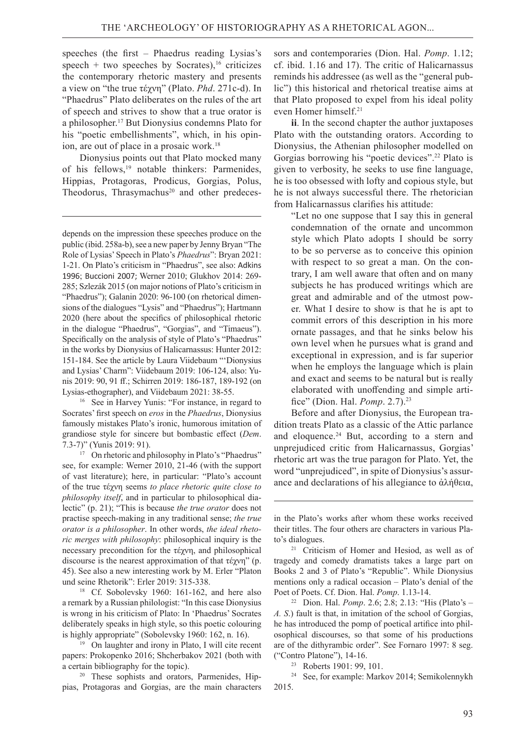speeches (the first – Phaedrus reading Lysias's speech + two speeches by Socrates),[16] criticizes the contemporary rhetoric mastery and presents a view on "the true τέχνη" (Plato. *Phd*. 271c-d). In "Phaedrus" Plato deliberates on the rules of the art of speech and strives to show that a true orator is a philosopher.[17] But Dionysius condemns Plato for his "poetic embellishments", which, in his opinion, are out of place in a prosaic work.[18]

Dionysius points out that Plato mocked many of his fellows,[19] notable thinkers: Parmenides, Hippias, Protagoras, Prodicus, Gorgias, Polus, Theodorus, Thrasymachus[20] and other predecessors and contemporaries (Dion. Hal. *Pomp*. 1.12; cf. ibid. 1.16 and 17). The critic of Halicarnassus reminds his addressee (as well as the "general public") this historical and rhetorical treatise aims at that Plato proposed to expel from his ideal polity even Homer himself.[21]

**ii**. In the second chapter the author juxtaposes Plato with the outstanding orators. According to Dionysius, the Athenian philosopher modelled on Gorgias borrowing his "poetic devices".[22] Plato is given to verbosity, he seeks to use fine language, he is too obsessed with lofty and copious style, but he is not always successful there. The rhetorician from Halicarnassus clarifies his attitude:

> "Let no one suppose that I say this in general condemnation of the ornate and uncommon style which Plato adopts I should be sorry to be so perverse as to conceive this opinion with respect to so great a man. On the contrary, I am well aware that often and on many subjects he has produced writings which are great and admirable and of the utmost power. What I desire to show is that he is apt to commit errors of this description in his more ornate passages, and that he sinks below his own level when he pursues what is grand and exceptional in expression, and is far superior when he employs the language which is plain and exact and seems to be natural but is really elaborated with unoffending and simple artifice" (Dion. Hal. *Pomp*. 2.7).[23]

Before and after Dionysius, the European tradition treats Plato as a classic of the Attic parlance and eloquence.[24] But, according to a stern and unprejudiced critic from Halicarnassus, Gorgias' rhetoric art was the true paragon for Plato. Yet, the word "unprejudiced", in spite of Dionysius's assurance and declarations of his allegiance to ἀλήθεια,

---

depends on the impression these speeches produce on the public (ibid. 258a-b), see a new paper by Jenny Bryan "The Role of Lysias' Speech in Plato's *Phaedrus*": Bryan 2021: 1-21. On Plato's criticism in "Phaedrus", see also: Adkins 1996; Buccioni 2007; Werner 2010; Glukhov 2014: 269-285; Szlezák 2015 (on major notions of Plato's criticism in "Phaedrus"); Galanin 2020: 96-100 (on rhetorical dimensions of the dialogues "Lysis" and "Phaedrus"); Hartmann 2020 (here about the specifics of philosophical rhetoric in the dialogue "Phaedrus", "Gorgias", and "Timaeus"). Specifically on the analysis of style of Plato's "Phaedrus" in the works by Dionysius of Halicarnassus: Hunter 2012: 151-184. See the article by Laura Viidebaum "'Dionysius and Lysias' Charm": Viidebaum 2019: 106-124, also: Yunis 2019: 90, 91 ff.; Schirren 2019: 186-187, 189-192 (on Lysias-ethographer), and Viidebaum 2021: 38-55.

[16] See in Harvey Yunis: "For instance, in regard to Socrates' first speech on *eros* in the *Phaedrus*, Dionysius famously mistakes Plato's ironic, humorous imitation of grandiose style for sincere but bombastic effect (*Dem*. 7.3-7)" (Yunis 2019: 91).

[17] On rhetoric and philosophy in Plato's "Phaedrus" see, for example: Werner 2010, 21-46 (with the support of vast literature); here, in particular: "Plato's account of the true τέχνη seems *to place rhetoric quite close to philosophy itself*, and in particular to philosophical dialectic" (p. 21); "This is because *the true orator* does not practise speech-making in any traditional sense; *the true orator is a philosopher*. In other words, *the ideal rhetoric merges with philosophy*: philosophical inquiry is the necessary precondition for the τέχνη, and philosophical discourse is the nearest approximation of that τέχνη" (p. 45). See also a new interesting work by M. Erler "Platon und seine Rhetorik": Erler 2019: 315-338.

[18] Cf. Sobolevsky 1960: 161-162, and here also a remark by a Russian philologist: "In this case Dionysius is wrong in his criticism of Plato: In 'Phaedrus' Socrates deliberately speaks in high style, so this poetic colouring is highly appropriate" (Sobolevsky 1960: 162, n. 16).

[19] On laughter and irony in Plato, I will cite recent papers: Prokopenko 2016; Shcherbakov 2021 (both with a certain bibliography for the topic).

[20] These sophists and orators, Parmenides, Hippias, Protagoras and Gorgias, are the main characters in the Plato's works after whom these works received their titles. The four others are characters in various Plato's dialogues.

[21] Criticism of Homer and Hesiod, as well as of tragedy and comedy dramatists takes a large part on Books 2 and 3 of Plato's "Republic". While Dionysius mentions only a radical occasion – Plato's denial of the Poet of Poets. Cf. Dion. Hal. *Pomp*. 1.13-14.

[22] Dion. Hal. *Pomp*. 2.6; 2.8; 2.13: "His (Plato's – *A. S.*) fault is that, in imitation of the school of Gorgias, he has introduced the pomp of poetical artifice into philosophical discourses, so that some of his productions are of the dithyrambic order". See Fornaro 1997: 8 seg. ("Contro Platone"), 14-16.

[23] Roberts 1901: 99, 101.

[24] See, for example: Markov 2014; Semikolennykh 2015.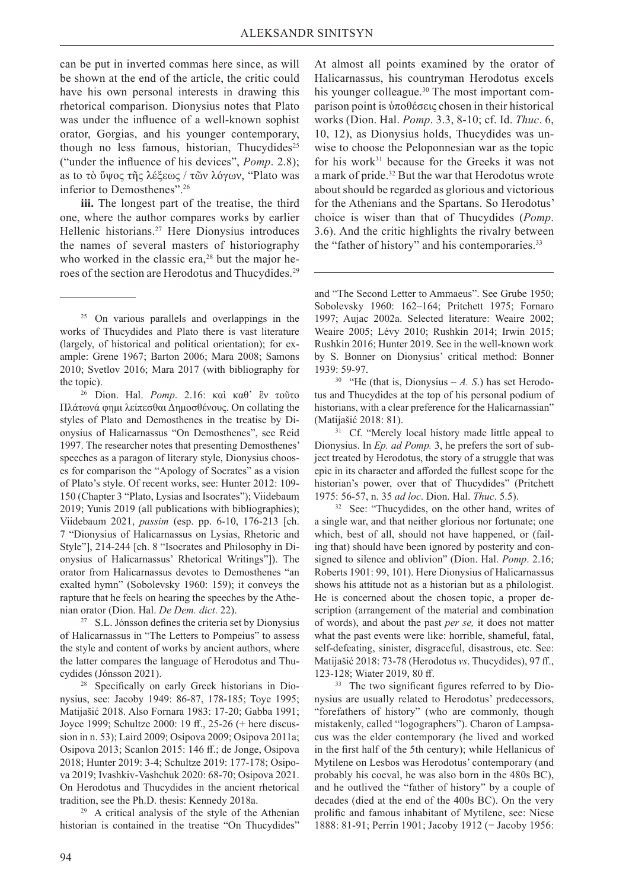can be put in inverted commas here since, as will be shown at the end of the article, the critic could have his own personal interests in drawing this rhetorical comparison. Dionysius notes that Plato was under the influence of a well-known sophist orator, Gorgias, and his younger contemporary, though no less famous, historian, Thucydides[25] ("under the influence of his devices", *Pomp*. 2.8); as to τὸ ὕψος τῆς λέξεως / τῶν λόγων, "Plato was inferior to Demosthenes".[26]

**iii.** The longest part of the treatise, the third one, where the author compares works by earlier Hellenic historians.[27] Here Dionysius introduces the names of several masters of historiography who worked in the classic era,[28] but the major heroes of the section are Herodotus and Thucydides.[29]

At almost all points examined by the orator of Halicarnassus, his countryman Herodotus excels his younger colleague.[30] The most important comparison point is ὑποθέσεις chosen in their historical works (Dion. Hal. *Pomp*. 3.3, 8-10; cf. Id. *Thuc*. 6, 10, 12), as Dionysius holds, Thucydides was unwise to choose the Peloponnesian war as the topic for his work[31] because for the Greeks it was not a mark of pride.[32] But the war that Herodotus wrote about should be regarded as glorious and victorious for the Athenians and the Spartans. So Herodotus' choice is wiser than that of Thucydides (*Pomp*. 3.6). And the critic highlights the rivalry between the "father of history" and his contemporaries.[33]

---

[25] On various parallels and overlappings in the works of Thucydides and Plato there is vast literature (largely, of historical and political orientation); for example: Grene 1967; Barton 2006; Mara 2008; Samons 2010; Svetlov 2016; Mara 2017 (with bibliography for the topic).

[26] Dion. Hal. *Pomp*. 2.16: καὶ καθ᾽ ἓν τοῦτο Πλάτωνά φημι λείπεσθαι Δημοσθένους. On collating the styles of Plato and Demosthenes in the treatise by Dionysius of Halicarnassus "On Demosthenes", see Reid 1997. The researcher notes that presenting Demosthenes' speeches as a paragon of literary style, Dionysius chooses for comparison the "Apology of Socrates" as a vision of Plato's style. Of recent works, see: Hunter 2012: 109-150 (Chapter 3 "Plato, Lysias and Isocrates"); Viidebaum 2019; Yunis 2019 (all publications with bibliographies); Viidebaum 2021, *passim* (esp. pp. 6-10, 176-213 [ch. 7 "Dionysius of Halicarnassus on Lysias, Rhetoric and Style"], 214-244 [ch. 8 "Isocrates and Philosophy in Dionysius of Halicarnassus' Rhetorical Writings"]). The orator from Halicarnassus devotes to Demosthenes "an exalted hymn" (Sobolevsky 1960: 159); it conveys the rapture that he feels on hearing the speeches by the Athenian orator (Dion. Hal. *De Dem. dict*. 22).

[27] S.L. Jónsson defines the criteria set by Dionysius of Halicarnassus in "The Letters to Pompeius" to assess the style and content of works by ancient authors, where the latter compares the language of Herodotus and Thucydides (Jónsson 2021).

[28] Specifically on early Greek historians in Dionysius, see: Jacoby 1949: 86-87, 178-185; Toye 1995; Matijašić 2018. Also Fornara 1983: 17-20; Gabba 1991; Joyce 1999; Schultze 2000: 19 ff., 25-26 (+ here discussion in n. 53); Laird 2009; Osipova 2009; Osipova 2011a; Osipova 2013; Scanlon 2015: 146 ff.; de Jonge, Osipova 2018; Hunter 2019: 3-4; Schultze 2019: 177-178; Osipova 2019; Ivashkiv-Vashchuk 2020: 68-70; Osipova 2021. On Herodotus and Thucydides in the ancient rhetorical tradition, see the Ph.D. thesis: Kennedy 2018a.

[29] A critical analysis of the style of the Athenian historian is contained in the treatise "On Thucydides" and "The Second Letter to Ammaeus". See Grube 1950; Sobolevsky 1960: 162–164; Pritchett 1975; Fornaro 1997; Aujac 2002a. Selected literature: Weaire 2002; Weaire 2005; Lévy 2010; Rushkin 2014; Irwin 2015; Rushkin 2016; Hunter 2019. See in the well-known work by S. Bonner on Dionysius' critical method: Bonner 1939: 59-97.

[30] "He (that is, Dionysius – *A. S.*) has set Herodotus and Thucydides at the top of his personal podium of historians, with a clear preference for the Halicarnassian" (Matijašić 2018: 81).

[31] Cf. "Merely local history made little appeal to Dionysius. In *Ep. ad Pomp.* 3, he prefers the sort of subject treated by Herodotus, the story of a struggle that was epic in its character and afforded the fullest scope for the historian's power, over that of Thucydides" (Pritchett 1975: 56-57, n. 35 *ad loc*. Dion. Hal. *Thuc*. 5.5).

[32] See: "Thucydides, on the other hand, writes of a single war, and that neither glorious nor fortunate; one which, best of all, should not have happened, or (failing that) should have been ignored by posterity and consigned to silence and oblivion" (Dion. Hal. *Pomp*. 2.16; Roberts 1901: 99, 101). Here Dionysius of Halicarnassus shows his attitude not as a historian but as a philologist. He is concerned about the chosen topic, a proper description (arrangement of the material and combination of words), and about the past *per se,* it does not matter what the past events were like: horrible, shameful, fatal, self-defeating, sinister, disgraceful, disastrous, etc. See: Matijašić 2018: 73-78 (Herodotus *vs*. Thucydides), 97 ff., 123-128; Wiater 2019, 80 ff.

[33] The two significant figures referred to by Dionysius are usually related to Herodotus' predecessors, "forefathers of history" (who are commonly, though mistakenly, called "logographers"). Charon of Lampsacus was the elder contemporary (he lived and worked in the first half of the 5th century); while Hellanicus of Mytilene on Lesbos was Herodotus' contemporary (and probably his coeval, he was also born in the 480s BC), and he outlived the "father of history" by a couple of decades (died at the end of the 400s BC). On the very prolific and famous inhabitant of Mytilene, see: Niese 1888: 81-91; Perrin 1901; Jacoby 1912 (= Jacoby 1956: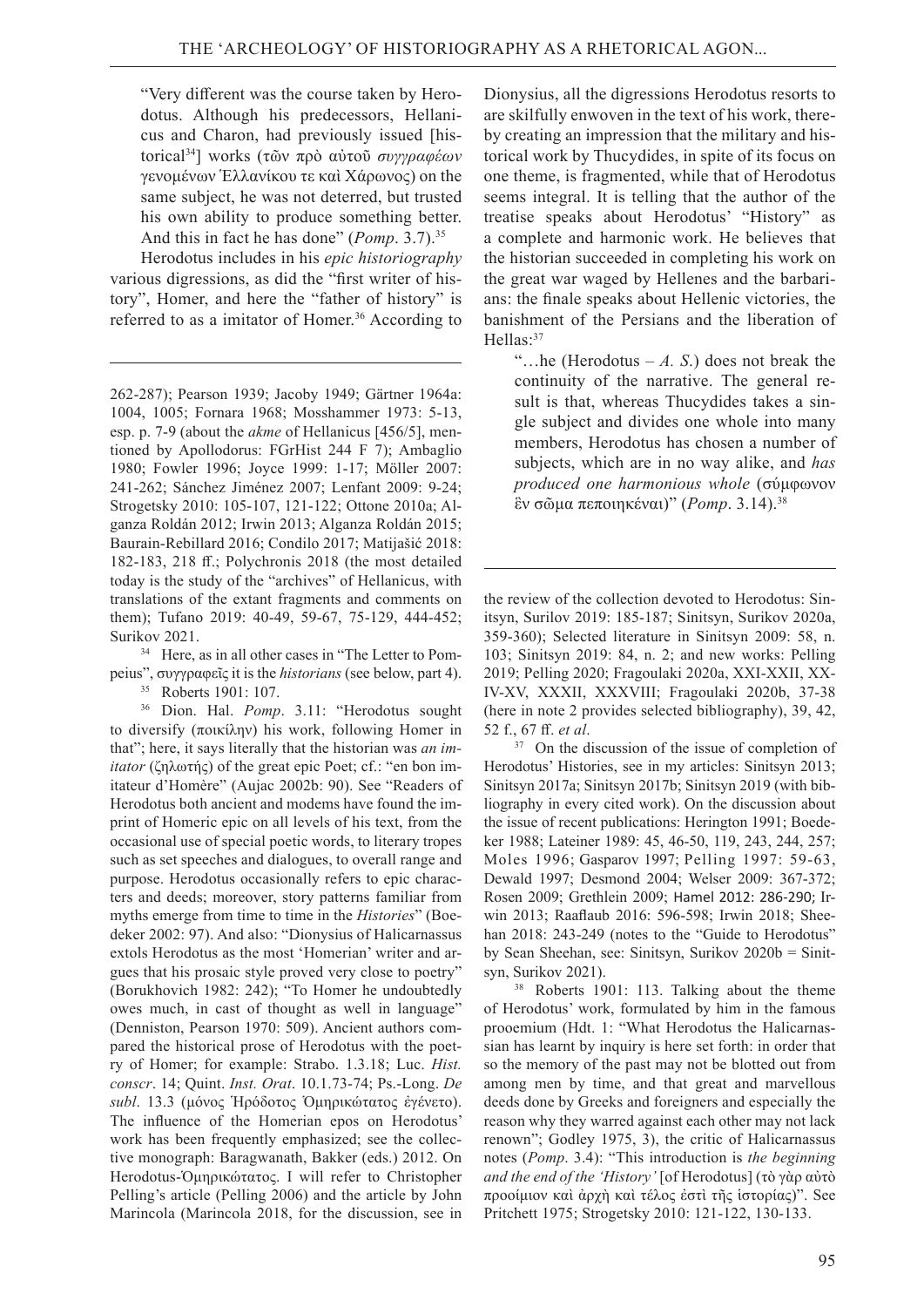"Very different was the course taken by Herodotus. Although his predecessors, Hellanicus and Charon, had previously issued [historical[34]] works (τῶν πρὸ αὐτοῦ *συγγραφέων* γενομένων Ἑλλανίκου τε καὶ Χάρωνος) on the same subject, he was not deterred, but trusted his own ability to produce something better. And this in fact he has done" (*Pomp*. 3.7).[35]

Herodotus includes in his *epic historiography* various digressions, as did the "first writer of history", Homer, and here the "father of history" is referred to as a imitator of Homer.[36] According to Dionysius, all the digressions Herodotus resorts to are skilfully enwoven in the text of his work, thereby creating an impression that the military and historical work by Thucydides, in spite of its focus on one theme, is fragmented, while that of Herodotus seems integral. It is telling that the author of the treatise speaks about Herodotus' "History" as a complete and harmonic work. He believes that the historian succeeded in completing his work on the great war waged by Hellenes and the barbarians: the finale speaks about Hellenic victories, the banishment of the Persians and the liberation of Hellas:[37]

"…he (Herodotus – *A. S.*) does not break the continuity of the narrative. The general result is that, whereas Thucydides takes a single subject and divides one whole into many members, Herodotus has chosen a number of subjects, which are in no way alike, and *has produced one harmonious whole* (σύμφωνον ἓν σῶμα πεποιηκέναι)" (*Pomp*. 3.14).[38]

---

262-287); Pearson 1939; Jacoby 1949; Gärtner 1964a: 1004, 1005; Fornara 1968; Mosshammer 1973: 5-13, esp. p. 7-9 (about the *akme* of Hellanicus [456/5], mentioned by Apollodorus: FGrHist 244 F 7); Ambaglio 1980; Fowler 1996; Joyce 1999: 1-17; Möller 2007: 241-262; Sánchez Jiménez 2007; Lenfant 2009: 9-24; Strogetsky 2010: 105-107, 121-122; Ottone 2010a; Alganza Roldán 2012; Irwin 2013; Alganza Roldán 2015; Baurain-Rebillard 2016; Condilo 2017; Matijašić 2018: 182-183, 218 ff.; Polychronis 2018 (the most detailed today is the study of the "archives" of Hellanicus, with translations of the extant fragments and comments on them); Tufano 2019: 40-49, 59-67, 75-129, 444-452; Surikov 2021.

[34] Here, as in all other cases in "The Letter to Pompeius", συγγραφεῖς it is the *historians* (see below, part 4).

[35] Roberts 1901: 107.

[36] Dion. Hal. *Pomp*. 3.11: "Herodotus sought to diversify (ποικίλην) his work, following Homer in that"; here, it says literally that the historian was *an imitator* (ζηλωτής) of the great epic Poet; cf.: "en bon imitateur d'Homère" (Aujac 2002b: 90). See "Readers of Herodotus both ancient and modems have found the imprint of Homeric epic on all levels of his text, from the occasional use of special poetic words, to literary tropes such as set speeches and dialogues, to overall range and purpose. Herodotus occasionally refers to epic characters and deeds; moreover, story patterns familiar from myths emerge from time to time in the *Histories*" (Boedeker 2002: 97). And also: "Dionysius of Halicarnassus extols Herodotus as the most 'Homerian' writer and argues that his prosaic style proved very close to poetry" (Borukhovich 1982: 242); "To Homer he undoubtedly owes much, in cast of thought as well in language" (Denniston, Pearson 1970: 509). Ancient authors compared the historical prose of Herodotus with the poetry of Homer; for example: Strabo. 1.3.18; Luc. *Hist. conscr*. 14; Quint. *Inst. Orat*. 10.1.73-74; Ps.-Long. *De subl*. 13.3 (μόνος Ἡρόδοτος Ὁμηρικώτατος ἐγένετο). The influence of the Homerian epos on Herodotus' work has been frequently emphasized; see the collective monograph: Baragwanath, Bakker (eds.) 2012. On Herodotus-Ὁμηρικώτατος. I will refer to Christopher Pelling's article (Pelling 2006) and the article by John Marincola (Marincola 2018, for the discussion, see in the review of the collection devoted to Herodotus: Sinitsyn, Surilov 2019: 185-187; Sinitsyn, Surikov 2020a, 359-360); Selected literature in Sinitsyn 2009: 58, n. 103; Sinitsyn 2019: 84, n. 2; and new works: Pelling 2019; Pelling 2020; Fragoulaki 2020a, XXI-XXII, XXIV-XV, XXXII, XXXVIII; Fragoulaki 2020b, 37-38 (here in note 2 provides selected bibliography), 39, 42, 52 f., 67 ff. *et al*.

[37] On the discussion of the issue of completion of Herodotus' Histories, see in my articles: Sinitsyn 2013; Sinitsyn 2017a; Sinitsyn 2017b; Sinitsyn 2019 (with bibliography in every cited work). On the discussion about the issue of recent publications: Herington 1991; Boedeker 1988; Lateiner 1989: 45, 46-50, 119, 243, 244, 257; Moles 1996; Gasparov 1997; Pelling 1997: 59-63, Dewald 1997; Desmond 2004; Welser 2009: 367-372; Rosen 2009; Grethlein 2009; Hamel 2012: 286-290; Irwin 2013; Raaflaub 2016: 596-598; Irwin 2018; Sheehan 2018: 243-249 (notes to the "Guide to Herodotus" by Sean Sheehan, see: Sinitsyn, Surikov 2020b = Sinitsyn, Surikov 2021).

[38] Roberts 1901: 113. Talking about the theme of Herodotus' work, formulated by him in the famous prooemium (Hdt. 1: "What Herodotus the Halicarnassian has learnt by inquiry is here set forth: in order that so the memory of the past may not be blotted out from among men by time, and that great and marvellous deeds done by Greeks and foreigners and especially the reason why they warred against each other may not lack renown"; Godley 1975, 3), the critic of Halicarnassus notes (*Pomp*. 3.4): "This introduction is *the beginning and the end of the 'History'* [of Herodotus] (τὸ γὰρ αὐτὸ προοίμιον καὶ ἀρχὴ καὶ τέλος ἐστὶ τῆς ἱστορίας)". See Pritchett 1975; Strogetsky 2010: 121-122, 130-133.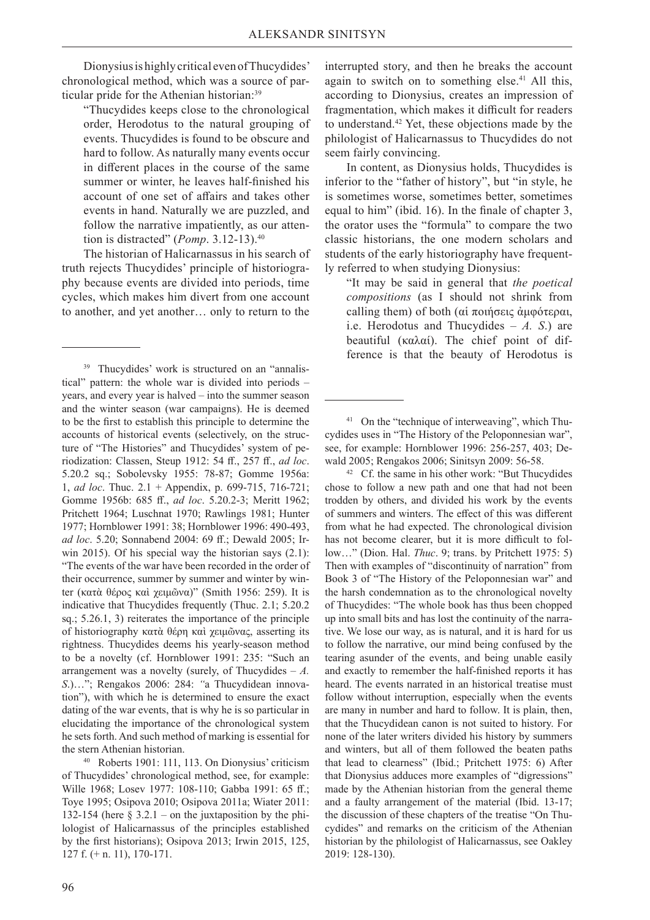Dionysius is highly critical even of Thucydides' chronological method, which was a source of particular pride for the Athenian historian:[39]

> "Thucydides keeps close to the chronological order, Herodotus to the natural grouping of events. Thucydides is found to be obscure and hard to follow. As naturally many events occur in different places in the course of the same summer or winter, he leaves half-finished his account of one set of affairs and takes other events in hand. Naturally we are puzzled, and follow the narrative impatiently, as our attention is distracted" (*Pomp*. 3.12-13).[40]

The historian of Halicarnassus in his search of truth rejects Thucydides' principle of historiography because events are divided into periods, time cycles, which makes him divert from one account to another, and yet another… only to return to the interrupted story, and then he breaks the account again to switch on to something else.[41] All this, according to Dionysius, creates an impression of fragmentation, which makes it difficult for readers to understand.[42] Yet, these objections made by the philologist of Halicarnassus to Thucydides do not seem fairly convincing.

In content, as Dionysius holds, Thucydides is inferior to the "father of history", but "in style, he is sometimes worse, sometimes better, sometimes equal to him" (ibid. 16). In the finale of chapter 3, the orator uses the "formula" to compare the two classic historians, the one modern scholars and students of the early historiography have frequently referred to when studying Dionysius:

> "It may be said in general that *the poetical compositions* (as I should not shrink from calling them) of both (αἱ ποιήσεις ἀμφότεραι, i.e. Herodotus and Thucydides – *A. S.*) are beautiful (καλαί). The chief point of difference is that the beauty of Herodotus is

---

[39] Thucydides' work is structured on an "annalistical" pattern: the whole war is divided into periods – years, and every year is halved – into the summer season and the winter season (war campaigns). He is deemed to be the first to establish this principle to determine the accounts of historical events (selectively, on the structure of "The Histories" and Thucydides' system of periodization: Classen, Steup 1912: 54 ff., 257 ff., *ad loc*. 5.20.2 sq.; Sobolevsky 1955: 78-87; Gomme 1956a: 1, *ad loc*. Thuc. 2.1 + Appendix, p. 699-715, 716-721; Gomme 1956b: 685 ff., *ad loc*. 5.20.2-3; Meritt 1962; Pritchett 1964; Luschnat 1970; Rawlings 1981; Hunter 1977; Hornblower 1991: 38; Hornblower 1996: 490-493, *ad loc*. 5.20; Sonnabend 2004: 69 ff.; Dewald 2005; Irwin 2015). Of his special way the historian says (2.1): "The events of the war have been recorded in the order of their occurrence, summer by summer and winter by winter (κατὰ θέρος καὶ χειμῶνα)" (Smith 1956: 259). It is indicative that Thucydides frequently (Thuc. 2.1; 5.20.2 sq.; 5.26.1, 3) reiterates the importance of the principle of historiography κατὰ θέρη καὶ χειμῶνας, asserting its rightness. Thucydides deems his yearly-season method to be a novelty (cf. Hornblower 1991: 235: "Such an arrangement was a novelty (surely, of Thucydides – *A. S.*)…"; Rengakos 2006: 284: "a Thucydidean innovation"), with which he is determined to ensure the exact dating of the war events, that is why he is so particular in elucidating the importance of the chronological system he sets forth. And such method of marking is essential for the stern Athenian historian.

[40] Roberts 1901: 111, 113. On Dionysius' criticism of Thucydides' chronological method, see, for example: Wille 1968; Losev 1977: 108-110; Gabba 1991: 65 ff.; Toye 1995; Osipova 2010; Osipova 2011a; Wiater 2011: 132-154 (here § 3.2.1 – on the juxtaposition by the philologist of Halicarnassus of the principles established by the first historians); Osipova 2013; Irwin 2015, 125, 127 f. (+ n. 11), 170-171.

[41] On the "technique of interweaving", which Thucydides uses in "The History of the Peloponnesian war", see, for example: Hornblower 1996: 256-257, 403; Dewald 2005; Rengakos 2006; Sinitsyn 2009: 56-58.

[42] Cf. the same in his other work: "But Thucydides chose to follow a new path and one that had not been trodden by others, and divided his work by the events of summers and winters. The effect of this was different from what he had expected. The chronological division has not become clearer, but it is more difficult to follow…" (Dion. Hal. *Thuc*. 9; trans. by Pritchett 1975: 5) Then with examples of "discontinuity of narration" from Book 3 of "The History of the Peloponnesian war" and the harsh condemnation as to the chronological novelty of Thucydides: "The whole book has thus been chopped up into small bits and has lost the continuity of the narrative. We lose our way, as is natural, and it is hard for us to follow the narrative, our mind being confused by the tearing asunder of the events, and being unable easily and exactly to remember the half-finished reports it has heard. The events narrated in an historical treatise must follow without interruption, especially when the events are many in number and hard to follow. It is plain, then, that the Thucydidean canon is not suited to history. For none of the later writers divided his history by summers and winters, but all of them followed the beaten paths that lead to clearness" (Ibid.; Pritchett 1975: 6) After that Dionysius adduces more examples of "digressions" made by the Athenian historian from the general theme and a faulty arrangement of the material (Ibid. 13-17; the discussion of these chapters of the treatise "On Thucydides" and remarks on the criticism of the Athenian historian by the philologist of Halicarnassus, see Oakley 2019: 128-130).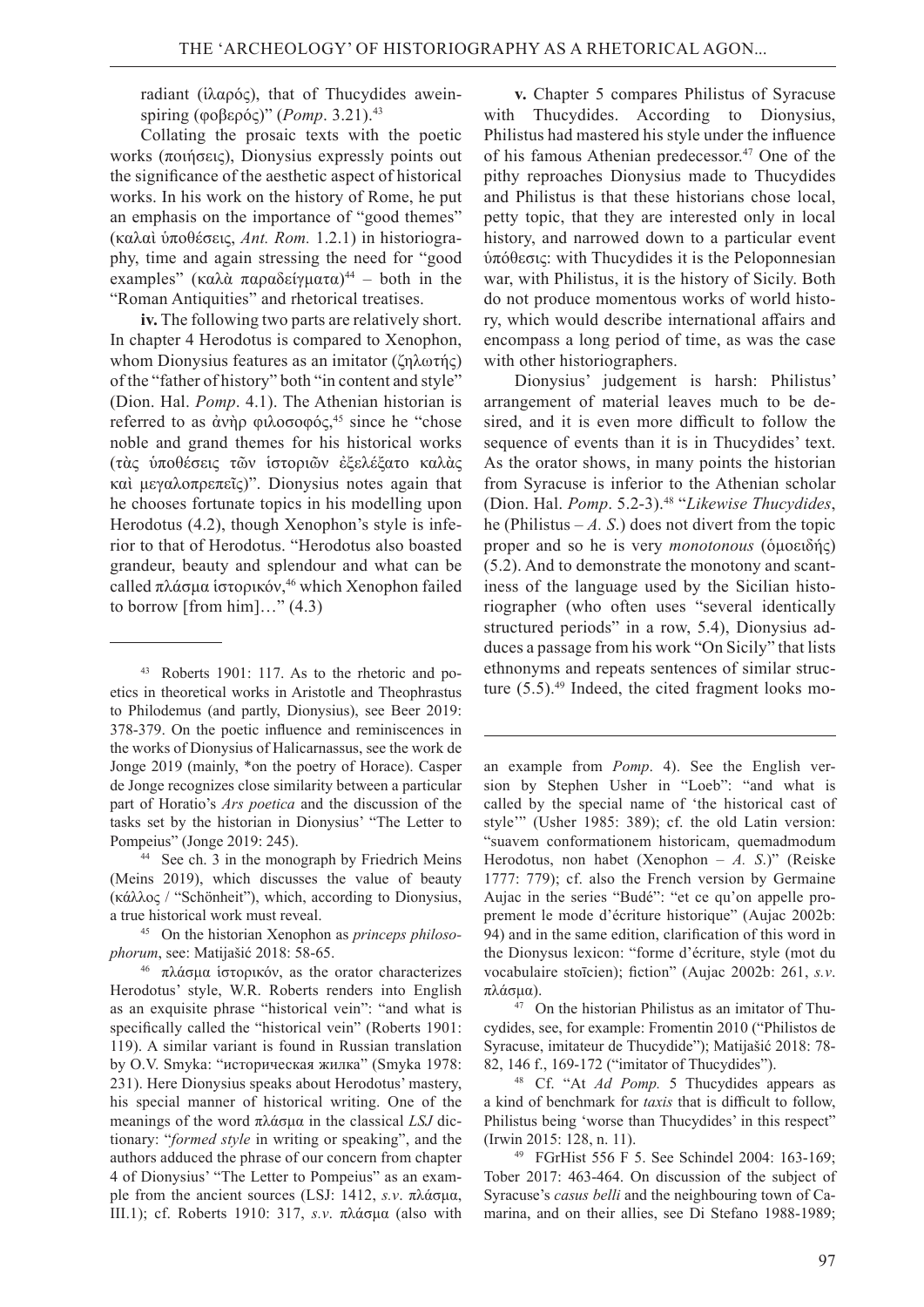radiant (ἱλαρός), that of Thucydides aweinspiring (φοβερός)" (*Pomp*. 3.21).[43]

Collating the prosaic texts with the poetic works (ποιήσεις), Dionysius expressly points out the significance of the aesthetic aspect of historical works. In his work on the history of Rome, he put an emphasis on the importance of "good themes" (καλαὶ ὑποθέσεις, *Ant. Rom.* 1.2.1) in historiography, time and again stressing the need for "good examples" (καλὰ παραδείγματα)[44] – both in the "Roman Antiquities" and rhetorical treatises.

**iv.** The following two parts are relatively short. In chapter 4 Herodotus is compared to Xenophon, whom Dionysius features as an imitator (ζηλωτής) of the "father of history" both "in content and style" (Dion. Hal. *Pomp*. 4.1). The Athenian historian is referred to as ἀνὴρ φιλοσοφός,[45] since he "chose noble and grand themes for his historical works (τὰς ὑποθέσεις τῶν ἱστοριῶν ἐξελέξατο καλὰς καὶ μεγαλοπρεπεῖς)". Dionysius notes again that he chooses fortunate topics in his modelling upon Herodotus (4.2), though Xenophon's style is inferior to that of Herodotus. "Herodotus also boasted grandeur, beauty and splendour and what can be called πλάσμα ἱστορικόν,[46] which Xenophon failed to borrow [from him]…" (4.3)

**v.** Chapter 5 compares Philistus of Syracuse with Thucydides. According to Dionysius, Philistus had mastered his style under the influence of his famous Athenian predecessor.[47] One of the pithy reproaches Dionysius made to Thucydides and Philistus is that these historians chose local, petty topic, that they are interested only in local history, and narrowed down to a particular event ὑπόθεσις: with Thucydides it is the Peloponnesian war, with Philistus, it is the history of Sicily. Both do not produce momentous works of world history, which would describe international affairs and encompass a long period of time, as was the case with other historiographers.

Dionysius' judgement is harsh: Philistus' arrangement of material leaves much to be desired, and it is even more difficult to follow the sequence of events than it is in Thucydides' text. As the orator shows, in many points the historian from Syracuse is inferior to the Athenian scholar (Dion. Hal. *Pomp*. 5.2-3).[48] "*Likewise Thucydides*, he (Philistus – *A. S.*) does not divert from the topic proper and so he is very *monotonous* (ὁμοειδής) (5.2). And to demonstrate the monotony and scantiness of the language used by the Sicilian historiographer (who often uses "several identically structured periods" in a row, 5.4), Dionysius adduces a passage from his work "On Sicily" that lists ethnonyms and repeats sentences of similar structure (5.5).[49] Indeed, the cited fragment looks mo-

---

[43] Roberts 1901: 117. As to the rhetoric and poetics in theoretical works in Aristotle and Theophrastus to Philodemus (and partly, Dionysius), see Beer 2019: 378-379. On the poetic influence and reminiscences in the works of Dionysius of Halicarnassus, see the work de Jonge 2019 (mainly, *on the poetry of Horace). Casper de Jonge recognizes close similarity between a particular part of Horatio's *Ars poetica* and the discussion of the tasks set by the historian in Dionysius' "The Letter to Pompeius" (Jonge 2019: 245).

[44] See ch. 3 in the monograph by Friedrich Meins (Meins 2019), which discusses the value of beauty (κάλλος / "Schönheit"), which, according to Dionysius, a true historical work must reveal.

[45] On the historian Xenophon as *princeps philosophorum*, see: Matijašić 2018: 58-65.

[46] πλάσμα ἱστορικόν, as the orator characterizes Herodotus' style, W.R. Roberts renders into English as an exquisite phrase "historical vein": "and what is specifically called the "historical vein" (Roberts 1901: 119). A similar variant is found in Russian translation by O.V. Smyka: "историческая жилка" (Smyka 1978: 231). Here Dionysius speaks about Herodotus' mastery, his special manner of historical writing. One of the meanings of the word πλάσμα in the classical *LSJ* dictionary: "*formed style* in writing or speaking", and the authors adduced the phrase of our concern from chapter 4 of Dionysius' "The Letter to Pompeius" as an example from the ancient sources (LSJ: 1412, *s.v*. πλάσμα, III.1); cf. Roberts 1910: 317, *s.v*. πλάσμα (also with an example from *Pomp*. 4). See the English version by Stephen Usher in "Loeb": "and what is called by the special name of 'the historical cast of style'" (Usher 1985: 389); cf. the old Latin version: "suavem conformationem historicam, quemadmodum Herodotus, non habet (Xenophon – *A. S.*)" (Reiske 1777: 779); cf. also the French version by Germaine Aujac in the series "Budé": "et ce qu'on appelle proprement le mode d'écriture historique" (Aujac 2002b: 94) and in the same edition, clarification of this word in the Dionysus lexicon: "forme d'écriture, style (mot du vocabulaire stoïcien); fiction" (Aujac 2002b: 261, *s.v*. πλάσμα).

[47] On the historian Philistus as an imitator of Thucydides, see, for example: Fromentin 2010 ("Philistos de Syracuse, imitateur de Thucydide"); Matijašić 2018: 78-82, 146 f., 169-172 ("imitator of Thucydides").

[48] Cf. "At *Ad Pomp.* 5 Thucydides appears as a kind of benchmark for *taxis* that is difficult to follow, Philistus being 'worse than Thucydides' in this respect" (Irwin 2015: 128, n. 11).

[49] FGrHist 556 F 5. See Schindel 2004: 163-169; Tober 2017: 463-464. On discussion of the subject of Syracuse's *casus belli* and the neighbouring town of Camarina, and on their allies, see Di Stefano 1988-1989;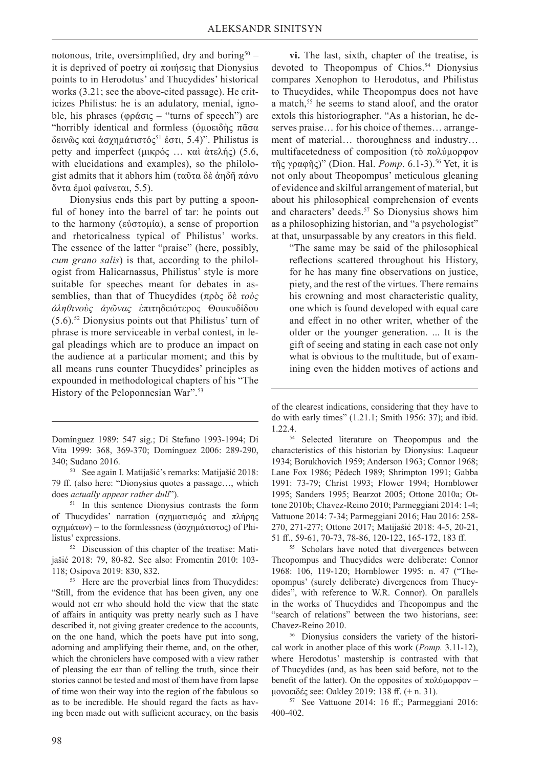notonous, trite, oversimplified, dry and boring[50] – it is deprived of poetry αἱ ποιήσεις that Dionysius points to in Herodotus' and Thucydides' historical works (3.21; see the above-cited passage). He criticizes Philistus: he is an adulatory, menial, ignoble, his phrases (φράσις – "turns of speech") are "horribly identical and formless (ὁμοειδὴς πᾶσα δεινῶς καὶ ἀσχημάτιστός[51] ἐστι, 5.4)". Philistus is petty and imperfect (μικρός … καὶ ἀτελής) (5.6, with elucidations and examples), so the philologist admits that it abhors him (ταῦτα δὲ ἀηδῆ πάνυ ὄντα ἐμοὶ φαίνεται, 5.5).

Dionysius ends this part by putting a spoonful of honey into the barrel of tar: he points out to the harmony (εὐστομία), a sense of proportion and rhetoricalness typical of Philistus' works. The essence of the latter "praise" (here, possibly, *cum grano salis*) is that, according to the philologist from Halicarnassus, Philistus' style is more suitable for speeches meant for debates in assemblies, than that of Thucydides (πρὸς δὲ *τοὺς ἀληθινοὺς ἀγῶνας* ἐπιτηδειότερος Θουκυδίδου (5.6).[52] Dionysius points out that Philistus' turn of phrase is more serviceable in verbal contest, in legal pleadings which are to produce an impact on the audience at a particular moment; and this by all means runs counter Thucydides' principles as expounded in methodological chapters of his "The History of the Peloponnesian War".[53]

**vi.** The last, sixth, chapter of the treatise, is devoted to Theopompus of Chios.[54] Dionysius compares Xenophon to Herodotus, and Philistus to Thucydides, while Theopompus does not have a match,[55] he seems to stand aloof, and the orator extols this historiographer. "As a historian, he deserves praise… for his choice of themes… arrangement of material… thoroughness and industry… multifacetedness of composition (τὸ πολύμορφον τῆς γραφῆς)" (Dion. Hal. *Pomp*. 6.1-3).[56] Yet, it is not only about Theopompus' meticulous gleaning of evidence and skilful arrangement of material, but about his philosophical comprehension of events and characters' deeds.[57] So Dionysius shows him as a philosophizing historian, and "a psychologist" at that, unsurpassable by any creators in this field.

> "The same may be said of the philosophical reflections scattered throughout his History, for he has many fine observations on justice, piety, and the rest of the virtues. There remains his crowning and most characteristic quality, one which is found developed with equal care and effect in no other writer, whether of the older or the younger generation. ... It is the gift of seeing and stating in each case not only what is obvious to the multitude, but of examining even the hidden motives of actions and

---

Domínguez 1989: 547 sig.; Di Stefano 1993-1994; Di Vita 1999: 368, 369-370; Domínguez 2006: 289-290, 340; Sudano 2016.

[50] See again I. Matijašić's remarks: Matijašić 2018: 79 ff. (also here: "Dionysius quotes a passage…, which does *actually appear rather dull*").

[51] In this sentence Dionysius contrasts the form of Thucydides' narration (σχηματισμός and πλήρης σχημάτων) – to the formlessness (ἀσχημάτιστος) of Philistus' expressions.

[52] Discussion of this chapter of the treatise: Matijašić 2018: 79, 80-82. See also: Fromentin 2010: 103-118; Osipova 2019: 830, 832.

[53] Here are the proverbial lines from Thucydides: "Still, from the evidence that has been given, any one would not err who should hold the view that the state of affairs in antiquity was pretty nearly such as I have described it, not giving greater credence to the accounts, on the one hand, which the poets have put into song, adorning and amplifying their theme, and, on the other, which the chroniclers have composed with a view rather of pleasing the ear than of telling the truth, since their stories cannot be tested and most of them have from lapse of time won their way into the region of the fabulous so as to be incredible. He should regard the facts as having been made out with sufficient accuracy, on the basis of the clearest indications, considering that they have to do with early times" (1.21.1; Smith 1956: 37); and ibid. 1.22.4.

[54] Selected literature on Theopompus and the characteristics of this historian by Dionysius: Laqueur 1934; Borukhovich 1959; Anderson 1963; Connor 1968; Lane Fox 1986; Pédech 1989; Shrimpton 1991; Gabba 1991: 73-79; Christ 1993; Flower 1994; Hornblower 1995; Sanders 1995; Bearzot 2005; Ottone 2010a; Ottone 2010b; Chavez-Reino 2010; Parmeggiani 2014: 1-4; Vattuone 2014: 7-34; Parmeggiani 2016; Hau 2016: 258-270, 271-277; Ottone 2017; Matijašić 2018: 4-5, 20-21, 51 ff., 59-61, 70-73, 78-86, 120-122, 165-172, 183 ff.

[55] Scholars have noted that divergences between Theopompus and Thucydides were deliberate: Connor 1968: 106, 119-120; Hornblower 1995: n. 47 ("Theopompus' (surely deliberate) divergences from Thucydides", with reference to W.R. Connor). On parallels in the works of Thucydides and Theopompus and the "search of relations" between the two historians, see: Chavez-Reino 2010.

[56] Dionysius considers the variety of the historical work in another place of this work (*Pomp.* 3.11-12), where Herodotus' mastership is contrasted with that of Thucydides (and, as has been said before, not to the benefit of the latter). On the opposites of πολύμορφον – μονοειδές see: Oakley 2019: 138 ff. (+ n. 31).

[57] See Vattuone 2014: 16 ff.; Parmeggiani 2016: 400-402.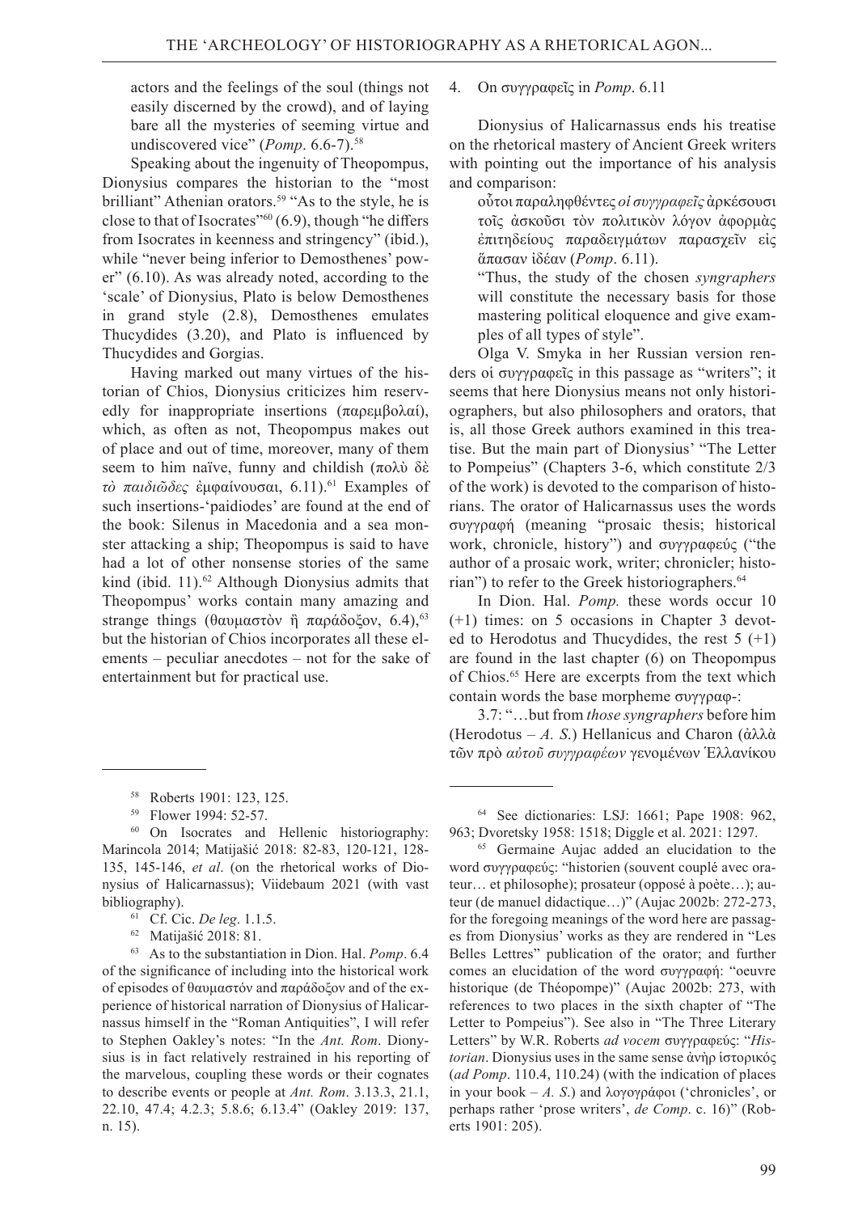actors and the feelings of the soul (things not easily discerned by the crowd), and of laying bare all the mysteries of seeming virtue and undiscovered vice" (*Pomp*. 6.6-7).[58]

Speaking about the ingenuity of Theopompus, Dionysius compares the historian to the "most brilliant" Athenian orators.[59] "As to the style, he is close to that of Isocrates"[60] (6.9), though "he differs from Isocrates in keenness and stringency" (ibid.), while "never being inferior to Demosthenes' power" (6.10). As was already noted, according to the 'scale' of Dionysius, Plato is below Demosthenes in grand style (2.8), Demosthenes emulates Thucydides (3.20), and Plato is influenced by Thucydides and Gorgias.

Having marked out many virtues of the historian of Chios, Dionysius criticizes him reservedly for inappropriate insertions (παρεμβολαί), which, as often as not, Theopompus makes out of place and out of time, moreover, many of them seem to him naïve, funny and childish (πολὺ δὲ *τὸ παιδιῶδες* ἐμφαίνουσαι, 6.11).[61] Examples of such insertions-'paidiodes' are found at the end of the book: Silenus in Macedonia and a sea monster attacking a ship; Theopompus is said to have had a lot of other nonsense stories of the same kind (ibid. 11).[62] Although Dionysius admits that Theopompus' works contain many amazing and strange things (θαυμαστὸν ἢ παράδοξον, 6.4),[63] but the historian of Chios incorporates all these elements – peculiar anecdotes – not for the sake of entertainment but for practical use.

## 4. On συγγραφεῖς in *Pomp*. 6.11

Dionysius of Halicarnassus ends his treatise on the rhetorical mastery of Ancient Greek writers with pointing out the importance of his analysis and comparison:

> οὗτοι παραληφθέντες *οἱ συγγραφεῖς* ἀρκέσουσι τοῖς ἀσκοῦσι τὸν πολιτικὸν λόγον ἀφορμὰς ἐπιτηδείους παραδειγμάτων παρασχεῖν εἰς ἅπασαν ἰδέαν (*Pomp*. 6.11).
>
> "Thus, the study of the chosen *syngraphers* will constitute the necessary basis for those mastering political eloquence and give examples of all types of style".

Olga V. Smyka in her Russian version renders οἱ συγγραφεῖς in this passage as "writers"; it seems that here Dionysius means not only historiographers, but also philosophers and orators, that is, all those Greek authors examined in this treatise. But the main part of Dionysius' "The Letter to Pompeius" (Chapters 3-6, which constitute 2/3 of the work) is devoted to the comparison of historians. The orator of Halicarnassus uses the words συγγραφή (meaning "prosaic thesis; historical work, chronicle, history") and συγγραφεύς ("the author of a prosaic work, writer; chronicler; historian") to refer to the Greek historiographers.[64]

In Dion. Hal. *Pomp.* these words occur 10 (+1) times: on 5 occasions in Chapter 3 devoted to Herodotus and Thucydides, the rest 5 (+1) are found in the last chapter (6) on Theopompus of Chios.[65] Here are excerpts from the text which contain words the base morpheme συγγραφ-:

3.7: "…but from *those syngraphers* before him (Herodotus – *A. S.*) Hellanicus and Charon (ἀλλὰ τῶν πρὸ *αὐτοῦ συγγραφέων* γενομένων Ἑλλανίκου

---

[58] Roberts 1901: 123, 125.

[59] Flower 1994: 52-57.

[60] On Isocrates and Hellenic historiography: Marincola 2014; Matijašić 2018: 82-83, 120-121, 128-135, 145-146, *et al*. (on the rhetorical works of Dionysius of Halicarnassus); Viidebaum 2021 (with vast bibliography).

[61] Cf. Cic. *De leg*. 1.1.5.

[62] Matijašić 2018: 81.

[63] As to the substantiation in Dion. Hal. *Pomp*. 6.4 of the significance of including into the historical work of episodes of θαυμαστόν and παράδοξον and of the experience of historical narration of Dionysius of Halicarnassus himself in the "Roman Antiquities", I will refer to Stephen Oakley's notes: "In the *Ant. Rom*. Dionysius is in fact relatively restrained in his reporting of the marvelous, coupling these words or their cognates to describe events or people at *Ant. Rom*. 3.13.3, 21.1, 22.10, 47.4; 4.2.3; 5.8.6; 6.13.4" (Oakley 2019: 137, n. 15).

[64] See dictionaries: LSJ: 1661; Pape 1908: 962, 963; Dvoretsky 1958: 1518; Diggle et al. 2021: 1297.

[65] Germaine Aujac added an elucidation to the word συγγραφεύς: "historien (souvent couplé avec orateur… et philosophe); prosateur (opposé à poète…); auteur (de manuel didactique…)" (Aujac 2002b: 272-273, for the foregoing meanings of the word here are passages from Dionysius' works as they are rendered in "Les Belles Lettres" publication of the orator; and further comes an elucidation of the word συγγραφή: "oeuvre historique (de Théopompe)" (Aujac 2002b: 273, with references to two places in the sixth chapter of "The Letter to Pompeius"). See also in "The Three Literary Letters" by W.R. Roberts *ad vocem* συγγραφεύς: "*Historian*. Dionysius uses in the same sense ἀνὴρ ἱστορικός (*ad Pomp*. 110.4, 110.24) (with the indication of places in your book – *A. S.*) and λογογράφοι ('chronicles', or perhaps rather 'prose writers', *de Comp*. c. 16)" (Roberts 1901: 205).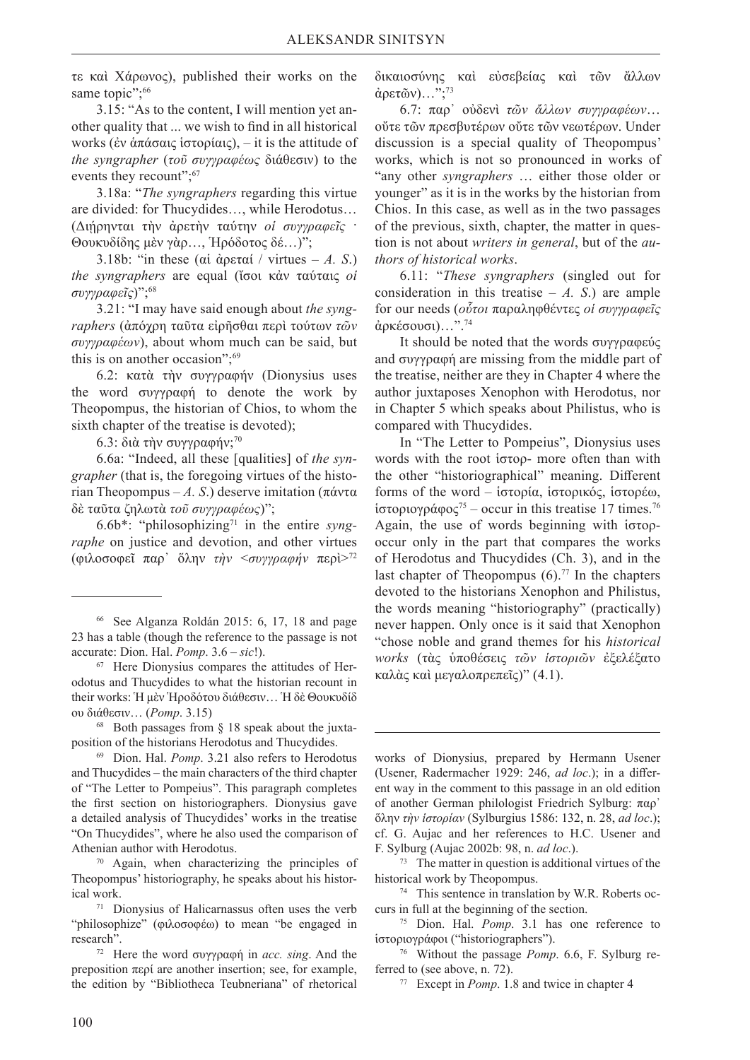τε καὶ Χάρωνος), published their works on the same topic";[66]

3.15: "As to the content, I will mention yet another quality that ... we wish to find in all historical works (ἐν ἁπάσαις ἱστορίαις), – it is the attitude of *the syngrapher* (*τοῦ συγγραφέως* διάθεσιν) to the events they recount";[67]

3.18a: "*The syngraphers* regarding this virtue are divided: for Thucydides…, while Herodotus… (Διῄρηνται τὴν ἀρετὴν ταύτην *οἱ συγγραφεῖς* · Θουκυδίδης μὲν γὰρ…, Ἡρόδοτος δέ…)";

3.18b: "in these (αἱ ἀρεταί / virtues – *A. S.*) *the syngraphers* are equal (ἴσοι κἀν ταύταις *οἱ συγγραφεῖς*)";[68]

3.21: "I may have said enough about *the syngraphers* (ἀπόχρη ταῦτα εἰρῆσθαι περὶ τούτων *τῶν συγγραφέων*), about whom much can be said, but this is on another occasion";[69]

6.2: κατὰ τὴν συγγραφήν (Dionysius uses the word συγγραφή to denote the work by Theopompus, the historian of Chios, to whom the sixth chapter of the treatise is devoted);

6.3: διὰ τὴν συγγραφήν;[70]

6.6a: "Indeed, all these [qualities] of *the syngrapher* (that is, the foregoing virtues of the historian Theopompus – *A. S.*) deserve imitation (πάντα δὲ ταῦτα ζηλωτὰ *τοῦ συγγραφέως*)";

6.6b*: "philosophizing[71] in the entire *syngraphe* on justice and devotion, and other virtues (φιλοσοφεῖ παρ᾿ ὅλην *τὴν <συγγραφήν* περὶ>[72] δικαιοσύνης καὶ εὐσεβείας καὶ τῶν ἄλλων ἀρετῶν)…";[73]

6.7: παρ᾿ οὐδενὶ *τῶν ἄλλων συγγραφέων*… οὔτε τῶν πρεσβυτέρων οὔτε τῶν νεωτέρων. Under discussion is a special quality of Theopompus' works, which is not so pronounced in works of "any other *syngraphers* … either those older or younger" as it is in the works by the historian from Chios. In this case, as well as in the two passages of the previous, sixth, chapter, the matter in question is not about *writers in general*, but of the *authors of historical works*.

6.11: "*These syngraphers* (singled out for consideration in this treatise – *A. S.*) are ample for our needs (*οὗτοι* παραληφθέντες *οἱ συγγραφεῖς* ἀρκέσουσι)…".[74]

It should be noted that the words συγγραφεύς and συγγραφή are missing from the middle part of the treatise, neither are they in Chapter 4 where the author juxtaposes Xenophon with Herodotus, nor in Chapter 5 which speaks about Philistus, who is compared with Thucydides.

In "The Letter to Pompeius", Dionysius uses words with the root ἱστορ- more often than with the other "historiographical" meaning. Different forms of the word – ἱστορία, ἱστορικός, ἱστορέω, ἱστοριογράφος[75] – occur in this treatise 17 times.[76] Again, the use of words beginning with ἱστορ- occur only in the part that compares the works of Herodotus and Thucydides (Ch. 3), and in the last chapter of Theopompus (6).[77] In the chapters devoted to the historians Xenophon and Philistus, the words meaning "historiography" (practically) never happen. Only once is it said that Xenophon "chose noble and grand themes for his *historical works* (τὰς ὑποθέσεις *τῶν ἱστοριῶν* ἐξελέξατο καλὰς καὶ μεγαλοπρεπεῖς)" (4.1).

---

[66] See Alganza Roldán 2015: 6, 17, 18 and page 23 has a table (though the reference to the passage is not accurate: Dion. Hal. *Pomp*. 3.6 – *sic*!).

[67] Here Dionysius compares the attitudes of Herodotus and Thucydides to what the historian recount in their works: Ἡ μὲν Ἡροδότου διάθεσιν… Ἡ δὲ Θουκυδίδου διάθεσιν… (*Pomp*. 3.15)

[68] Both passages from § 18 speak about the juxtaposition of the historians Herodotus and Thucydides.

[69] Dion. Hal. *Pomp.* 3.21 also refers to Herodotus and Thucydides – the main characters of the third chapter of "The Letter to Pompeius". This paragraph completes the first section on historiographers. Dionysius gave a detailed analysis of Thucydides' works in the treatise "On Thucydides", where he also used the comparison of Athenian author with Herodotus.

[70] Again, when characterizing the principles of Theopompus' historiography, he speaks about his historical work.

[71] Dionysius of Halicarnassus often uses the verb "philosophize" (φιλοσοφέω) to mean "be engaged in research".

[72] Here the word συγγραφή in *acc. sing*. And the preposition περί are another insertion; see, for example, the edition by "Bibliotheca Teubneriana" of rhetorical works of Dionysius, prepared by Hermann Usener (Usener, Radermacher 1929: 246, *ad loc*.); in a different way in the comment to this passage in an old edition of another German philologist Friedrich Sylburg: παρ᾿ ὅλην *τὴν ἱστορίαν* (Sylburgius 1586: 132, n. 28, *ad loc*.); cf. G. Aujac and her references to H.C. Usener and F. Sylburg (Aujac 2002b: 98, n. *ad loc*.).

[73] The matter in question is additional virtues of the historical work by Theopompus.

[74] This sentence in translation by W.R. Roberts occurs in full at the beginning of the section.

[75] Dion. Hal. *Pomp*. 3.1 has one reference to ἱστοριογράφοι ("historiographers").

[76] Without the passage *Pomp*. 6.6, F. Sylburg referred to (see above, n. 72).

[77] Except in *Pomp*. 1.8 and twice in chapter 4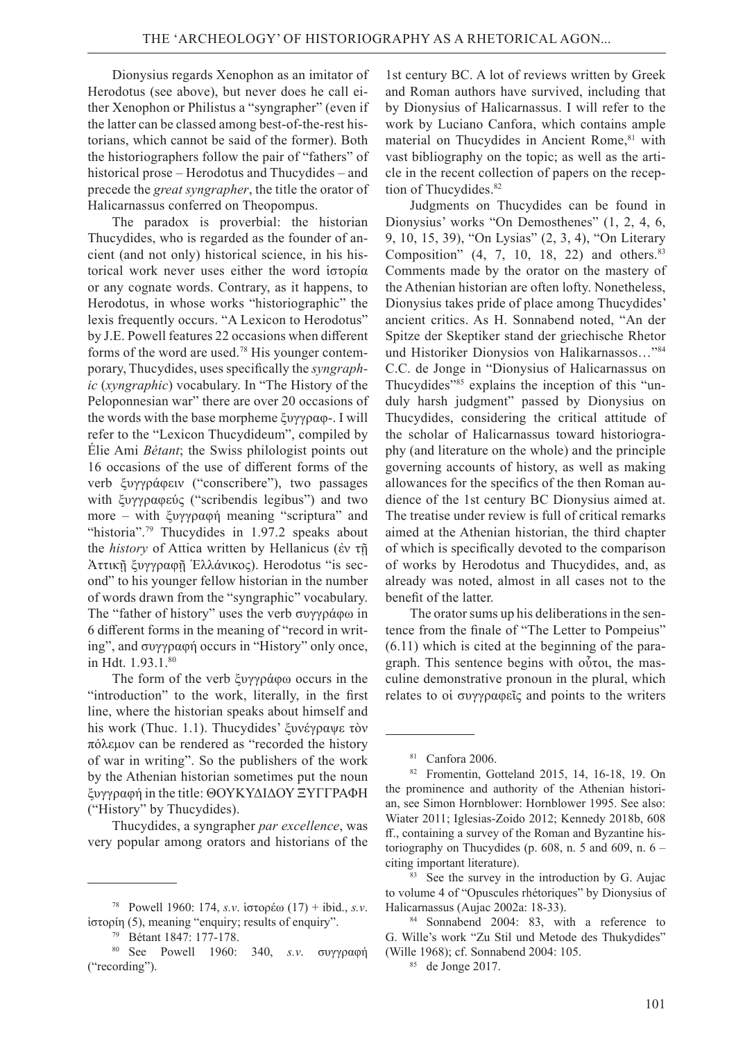Dionysius regards Xenophon as an imitator of Herodotus (see above), but never does he call either Xenophon or Philistus a "syngrapher" (even if the latter can be classed among best-of-the-rest historians, which cannot be said of the former). Both the historiographers follow the pair of "fathers" of historical prose – Herodotus and Thucydides – and precede the *great syngrapher*, the title the orator of Halicarnassus conferred on Theopompus.

The paradox is proverbial: the historian Thucydides, who is regarded as the founder of ancient (and not only) historical science, in his historical work never uses either the word ἱστορία or any cognate words. Contrary, as it happens, to Herodotus, in whose works "historiographic" the lexis frequently occurs. "A Lexicon to Herodotus" by J.E. Powell features 22 occasions when different forms of the word are used.[78] His younger contemporary, Thucydides, uses specifically the *syngraphic* (*xyngraphic*) vocabulary. In "The History of the Peloponnesian war" there are over 20 occasions of the words with the base morpheme ξυγγραφ-. I will refer to the "Lexicon Thucydideum", compiled by Élie Ami *Bétant*; the Swiss philologist points out 16 occasions of the use of different forms of the verb ξυγγράφειν ("conscribere"), two passages with ξυγγραφεύς ("scribendis legibus") and two more – with ξυγγραφή meaning "scriptura" and "historia".[79] Thucydides in 1.97.2 speaks about the *history* of Attica written by Hellanicus (ἐν τῇ Ἀττικῇ ξυγγραφῇ Ἑλλάνικος). Herodotus "is second" to his younger fellow historian in the number of words drawn from the "syngraphic" vocabulary. The "father of history" uses the verb συγγράφω in 6 different forms in the meaning of "record in writing", and συγγραφή occurs in "History" only once, in Hdt. 1.93.1.[80]

The form of the verb ξυγγράφω occurs in the "introduction" to the work, literally, in the first line, where the historian speaks about himself and his work (Thuc. 1.1). Thucydides' ξυνέγραψε τὸν πόλεμον can be rendered as "recorded the history of war in writing". So the publishers of the work by the Athenian historian sometimes put the noun ξυγγραφή in the title: ΘΟΥΚΥΔΙΔΟΥ ΞΥΓΓΡΑΦΗ ("History" by Thucydides).

Thucydides, a syngrapher *par excellence*, was very popular among orators and historians of the 1st century BC. A lot of reviews written by Greek and Roman authors have survived, including that by Dionysius of Halicarnassus. I will refer to the work by Luciano Canfora, which contains ample material on Thucydides in Ancient Rome,[81] with vast bibliography on the topic; as well as the article in the recent collection of papers on the reception of Thucydides.[82]

Judgments on Thucydides can be found in Dionysius' works "On Demosthenes" (1, 2, 4, 6, 9, 10, 15, 39), "On Lysias" (2, 3, 4), "On Literary Composition" (4, 7, 10, 18, 22) and others.[83] Comments made by the orator on the mastery of the Athenian historian are often lofty. Nonetheless, Dionysius takes pride of place among Thucydides' ancient critics. As H. Sonnabend noted, "An der Spitze der Skeptiker stand der griechische Rhetor und Historiker Dionysios von Halikarnassos…"[84] C.C. de Jonge in "Dionysius of Halicarnassus on Thucydides"[85] explains the inception of this "unduly harsh judgment" passed by Dionysius on Thucydides, considering the critical attitude of the scholar of Halicarnassus toward historiography (and literature on the whole) and the principle governing accounts of history, as well as making allowances for the specifics of the then Roman audience of the 1st century BC Dionysius aimed at. The treatise under review is full of critical remarks aimed at the Athenian historian, the third chapter of which is specifically devoted to the comparison of works by Herodotus and Thucydides, and, as already was noted, almost in all cases not to the benefit of the latter.

The orator sums up his deliberations in the sentence from the finale of "The Letter to Pompeius" (6.11) which is cited at the beginning of the paragraph. This sentence begins with οὗτοι, the masculine demonstrative pronoun in the plural, which relates to οἱ συγγραφεῖς and points to the writers

---

[78] Powell 1960: 174, *s.v.* ἱστορέω (17) + ibid., *s.v.* ἱστορίη (5), meaning "enquiry; results of enquiry".

[79] Bétant 1847: 177-178.

[80] See Powell 1960: 340, *s.v.* συγγραφή ("recording").

[81] Canfora 2006.

[82] Fromentin, Gotteland 2015, 14, 16-18, 19. On the prominence and authority of the Athenian historian, see Simon Hornblower: Hornblower 1995. See also: Wiater 2011; Iglesias-Zoido 2012; Kennedy 2018b, 608 ff., containing a survey of the Roman and Byzantine historiography on Thucydides (p. 608, n. 5 and 609, n. 6 – citing important literature).

[83] See the survey in the introduction by G. Aujac to volume 4 of "Opuscules rhétoriques" by Dionysius of Halicarnassus (Aujac 2002a: 18-33).

[84] Sonnabend 2004: 83, with a reference to G. Wille's work "Zu Stil und Metode des Thukydides" (Wille 1968); cf. Sonnabend 2004: 105.

[85] de Jonge 2017.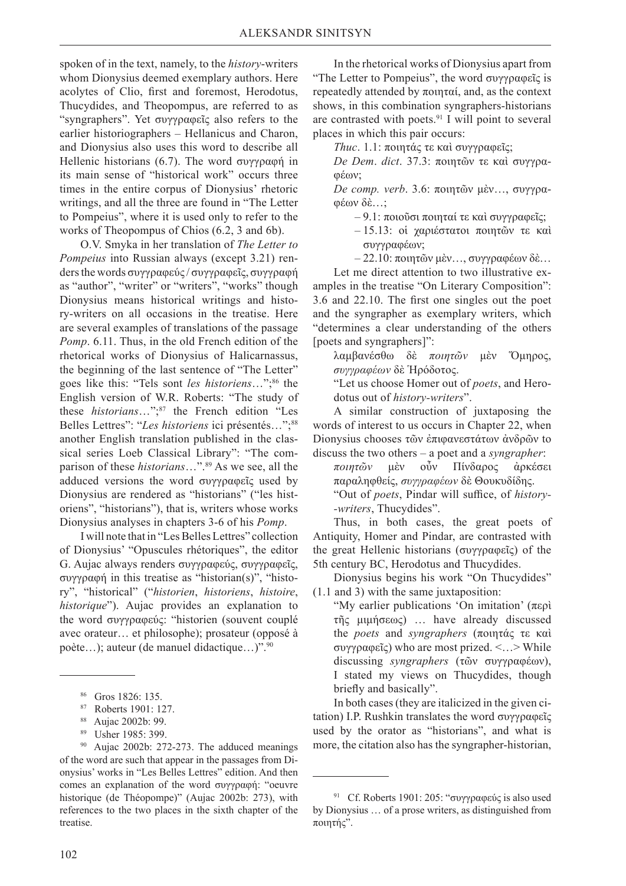spoken of in the text, namely, to the *history*-writers whom Dionysius deemed exemplary authors. Here acolytes of Clio, first and foremost, Herodotus, Thucydides, and Theopompus, are referred to as "syngraphers". Yet συγγραφεῖς also refers to the earlier historiographers – Hellanicus and Charon, and Dionysius also uses this word to describe all Hellenic historians (6.7). The word συγγραφή in its main sense of "historical work" occurs three times in the entire corpus of Dionysius' rhetoric writings, and all the three are found in "The Letter to Pompeius", where it is used only to refer to the works of Theopompus of Chios (6.2, 3 and 6b).

O.V. Smyka in her translation of *The Letter to Pompeius* into Russian always (except 3.21) renders the words συγγραφεύς / συγγραφεῖς, συγγραφή as "author", "writer" or "writers", "works" though Dionysius means historical writings and history-writers on all occasions in the treatise. Here are several examples of translations of the passage *Pomp*. 6.11. Thus, in the old French edition of the rhetorical works of Dionysius of Halicarnassus, the beginning of the last sentence of "The Letter" goes like this: "Tels sont *les historiens*…";[86] the English version of W.R. Roberts: "The study of these *historians*…";[87] the French edition "Les Belles Lettres": "*Les historiens* ici présentés…";[88] another English translation published in the classical series Loeb Classical Library": "The comparison of these *historians*…".[89] As we see, all the adduced versions the word συγγραφεῖς used by Dionysius are rendered as "historians" ("les historiens", "historians"), that is, writers whose works Dionysius analyses in chapters 3-6 of his *Pomp*.

I will note that in "Les Belles Lettres" collection of Dionysius' "Opuscules rhétoriques", the editor G. Aujac always renders συγγραφεύς, συγγραφεῖς, συγγραφή in this treatise as "historian(s)", "history", "historical" ("*historien*, *historiens*, *histoire*, *historique*"). Aujac provides an explanation to the word συγγραφεύς: "historien (souvent couplé avec orateur… et philosophe); prosateur (opposé à poète…); auteur (de manuel didactique…)".[90]

In the rhetorical works of Dionysius apart from "The Letter to Pompeius", the word συγγραφεῖς is repeatedly attended by ποιηταί, and, as the context shows, in this combination syngraphers-historians are contrasted with poets.[91] I will point to several places in which this pair occurs:

*Thuc*. 1.1: ποιητάς τε καὶ συγγραφεῖς;

*De Dem. dict*. 37.3: ποιητῶν τε καὶ συγγραφέων;

*De comp. verb*. 3.6: ποιητῶν μὲν…, συγγραφέων δὲ…;

– 9.1: ποιοῦσι ποιηταί τε καὶ συγγραφεῖς;

– 15.13: οἱ χαριέστατοι ποιητῶν τε καὶ συγγραφέων;

– 22.10: ποιητῶν μὲν…, συγγραφέων δὲ…

Let me direct attention to two illustrative examples in the treatise "On Literary Composition": 3.6 and 22.10. The first one singles out the poet and the syngrapher as exemplary writers, which "determines a clear understanding of the others [poets and syngraphers]":

λαμβανέσθω δὲ *ποιητῶν* μὲν Ὅμηρος, *συγγραφέων* δὲ Ἡρόδοτος.

"Let us choose Homer out of *poets*, and Herodotus out of *history-writers*".

A similar construction of juxtaposing the words of interest to us occurs in Chapter 22, when Dionysius chooses τῶν ἐπιφανεστάτων ἀνδρῶν to discuss the two others – a poet and a *syngrapher*:

*ποιητῶν* μὲν οὖν Πίνδαρος ἀρκέσει παραληφθείς, *συγγραφέων* δὲ Θουκυδίδης.

"Out of *poets*, Pindar will suffice, of *history-writers*, Thucydides".

Thus, in both cases, the great poets of Antiquity, Homer and Pindar, are contrasted with the great Hellenic historians (συγγραφεῖς) of the 5th century BC, Herodotus and Thucydides.

Dionysius begins his work "On Thucydides" (1.1 and 3) with the same juxtaposition:

"My earlier publications 'On imitation' (περὶ τῆς μιμήσεως) … have already discussed the *poets* and *syngraphers* (ποιητάς τε καὶ συγγραφεῖς) who are most prized. <…> While discussing *syngraphers* (τῶν συγγραφέων), I stated my views on Thucydides, though briefly and basically".

In both cases (they are italicized in the given citation) I.P. Rushkin translates the word συγγραφεῖς used by the orator as "historians", and what is more, the citation also has the syngrapher-historian,

---

[86] Gros 1826: 135.

[87] Roberts 1901: 127.

[88] Aujac 2002b: 99.

[89] Usher 1985: 399.

[90] Aujac 2002b: 272-273. The adduced meanings of the word are such that appear in the passages from Dionysius' works in "Les Belles Lettres" edition. And then comes an explanation of the word συγγραφή: "oeuvre historique (de Théopompe)" (Aujac 2002b: 273), with references to the two places in the sixth chapter of the treatise.

[91] Cf. Roberts 1901: 205: "συγγραφεύς is also used by Dionysius … of a prose writers, as distinguished from ποιητής".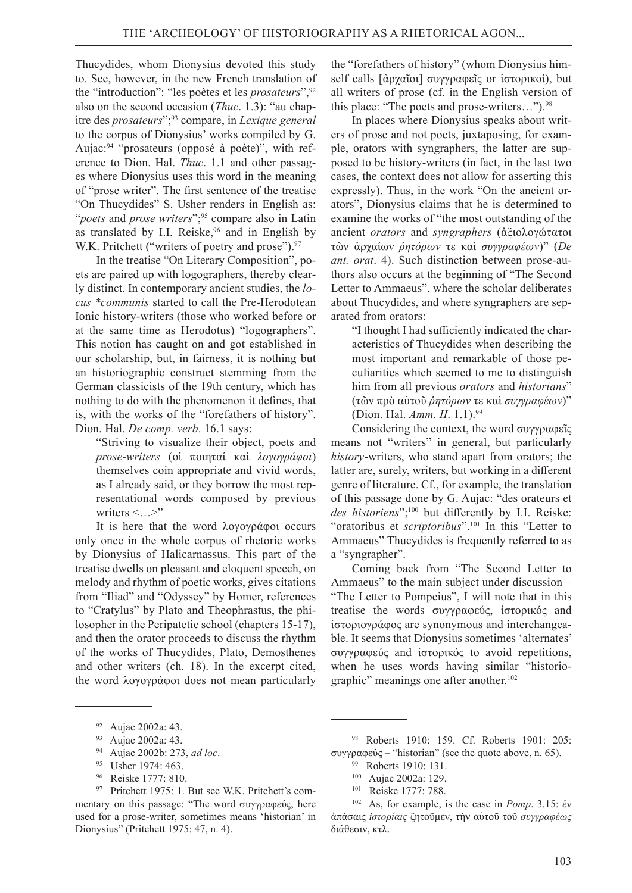Thucydides, whom Dionysius devoted this study to. See, however, in the new French translation of the "introduction": "les poètes et les *prosateurs*",[92] also on the second occasion (*Thuc*. 1.3): "au chapitre des *prosateurs*";[93] compare, in *Lexique general* to the corpus of Dionysius' works compiled by G. Aujac:[94] "prosateurs (opposé à poète)", with reference to Dion. Hal. *Thuc*. 1.1 and other passages where Dionysius uses this word in the meaning of "prose writer". The first sentence of the treatise "On Thucydides" S. Usher renders in English as: "*poets* and *prose writers*";[95] compare also in Latin as translated by I.I. Reiske,[96] and in English by W.K. Pritchett ("writers of poetry and prose").[97]

In the treatise "On Literary Composition", poets are paired up with logographers, thereby clearly distinct. In contemporary ancient studies, the *locus *communis* started to call the Pre-Herodotean Ionic history-writers (those who worked before or at the same time as Herodotus) "logographers". This notion has caught on and got established in our scholarship, but, in fairness, it is nothing but an historiographic construct stemming from the German classicists of the 19th century, which has nothing to do with the phenomenon it defines, that is, with the works of the "forefathers of history". Dion. Hal. *De comp. verb*. 16.1 says:

> "Striving to visualize their object, poets and *prose-writers* (οἱ ποιηταί καὶ *λογογράφοι*) themselves coin appropriate and vivid words, as I already said, or they borrow the most representational words composed by previous writers <…>"

It is here that the word λογογράφοι occurs only once in the whole corpus of rhetoric works by Dionysius of Halicarnassus. This part of the treatise dwells on pleasant and eloquent speech, on melody and rhythm of poetic works, gives citations from "Iliad" and "Odyssey" by Homer, references to "Cratylus" by Plato and Theophrastus, the philosopher in the Peripatetic school (chapters 15-17), and then the orator proceeds to discuss the rhythm of the works of Thucydides, Plato, Demosthenes and other writers (ch. 18). In the excerpt cited, the word λογογράφοι does not mean particularly the "forefathers of history" (whom Dionysius himself calls [ἀρχαῖοι] συγγραφεῖς or ἱστορικοί), but all writers of prose (cf. in the English version of this place: "The poets and prose-writers…").[98]

In places where Dionysius speaks about writers of prose and not poets, juxtaposing, for example, orators with syngraphers, the latter are supposed to be history-writers (in fact, in the last two cases, the context does not allow for asserting this expressly). Thus, in the work "On the ancient orators", Dionysius claims that he is determined to examine the works of "the most outstanding of the ancient *orators* and *syngraphers* (ἀξιολογώτατοι τῶν ἀρχαίων *ῥητόρων* τε καὶ *συγγραφέων*)" (*De ant. orat*. 4). Such distinction between prose-authors also occurs at the beginning of "The Second Letter to Ammaeus", where the scholar deliberates about Thucydides, and where syngraphers are separated from orators:

> "I thought I had sufficiently indicated the characteristics of Thucydides when describing the most important and remarkable of those peculiarities which seemed to me to distinguish him from all previous *orators* and *historians*" (τῶν πρὸ αὐτοῦ *ῥητόρων* τε καὶ *συγγραφέων*)" (Dion. Hal. *Amm. II*. 1.1).[99]

Considering the context, the word συγγραφεῖς means not "writers" in general, but particularly *history*-writers, who stand apart from orators; the latter are, surely, writers, but working in a different genre of literature. Cf., for example, the translation of this passage done by G. Aujac: "des orateurs et *des historiens*";[100] but differently by I.I. Reiske: "oratoribus et *scriptoribus*".[101] In this "Letter to Ammaeus" Thucydides is frequently referred to as a "syngrapher".

Coming back from "The Second Letter to Ammaeus" to the main subject under discussion – "The Letter to Pompeius", I will note that in this treatise the words συγγραφεύς, ἱστορικός and ἱστοριογράφος are synonymous and interchangeable. It seems that Dionysius sometimes 'alternates' συγγραφεύς and ἱστορικός to avoid repetitions, when he uses words having similar "historiographic" meanings one after another.[102]

---

[92] Aujac 2002a: 43.

[93] Aujac 2002a: 43.

[94] Aujac 2002b: 273, *ad loc*.

[95] Usher 1974: 463.

[96] Reiske 1777: 810.

[97] Pritchett 1975: 1. But see W.K. Pritchett's commentary on this passage: "The word συγγραφεύς, here used for a prose-writer, sometimes means 'historian' in Dionysius" (Pritchett 1975: 47, n. 4).

[98] Roberts 1910: 159. Cf. Roberts 1901: 205: συγγραφεύς – "historian" (see the quote above, n. 65).

[99] Roberts 1910: 131.

[100] Aujac 2002a: 129.

[101] Reiske 1777: 788.

[102] As, for example, is the case in *Pomp*. 3.15: ἐν ἁπάσαις *ἱστορίαις* ζητοῦμεν, τὴν αὐτοῦ τοῦ *συγγραφέως* διάθεσιν, κτλ.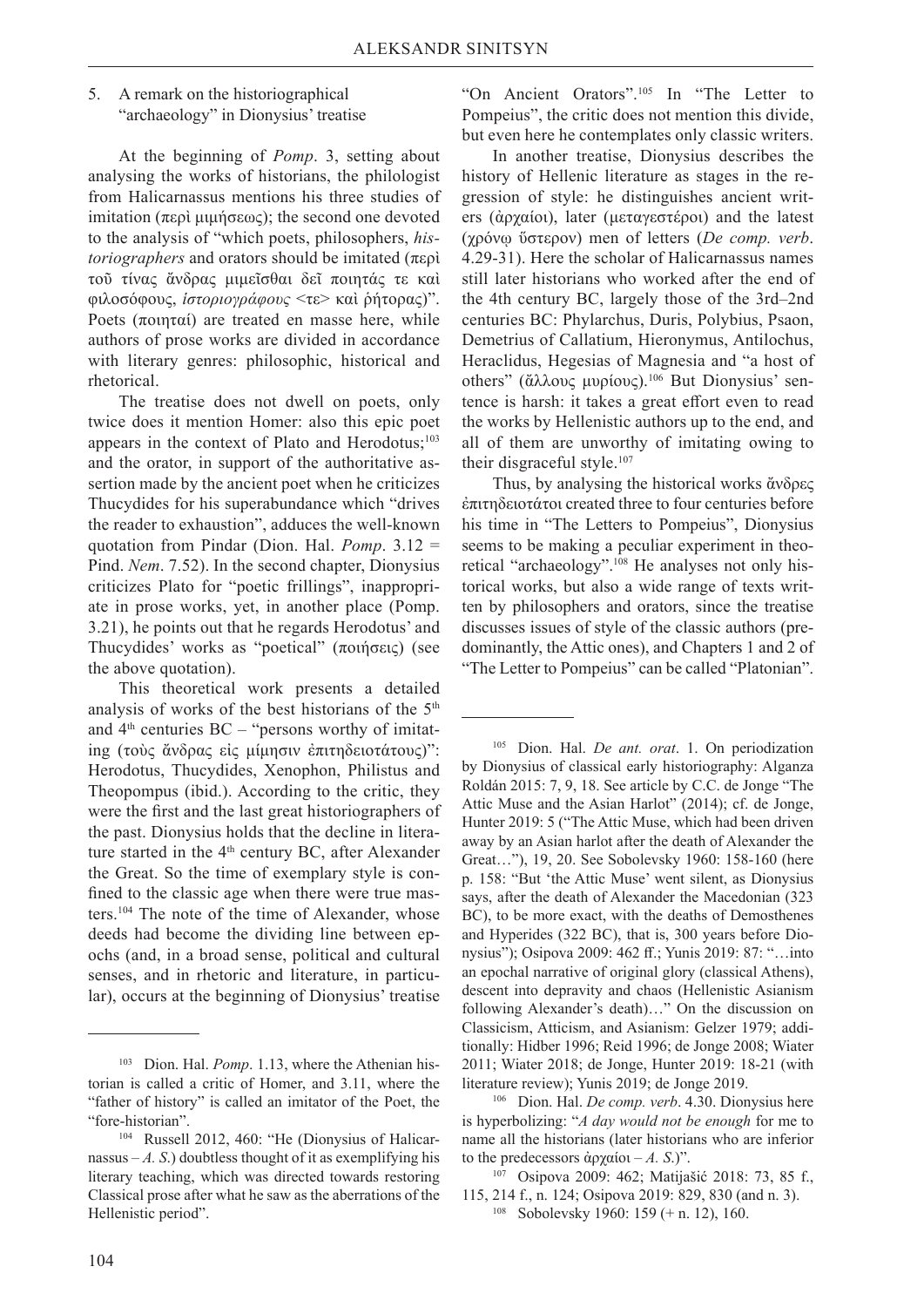## 5. A remark on the historiographical "archaeology" in Dionysius' treatise

At the beginning of *Pomp*. 3, setting about analysing the works of historians, the philologist from Halicarnassus mentions his three studies of imitation (περὶ μιμήσεως); the second one devoted to the analysis of "which poets, philosophers, *historiographers* and orators should be imitated (περὶ τοῦ τίνας ἄνδρας μιμεῖσθαι δεῖ ποιητάς τε καὶ φιλοσόφους, *ἱστοριογράφους* <τε> καὶ ῥήτορας)". Poets (ποιηταί) are treated en masse here, while authors of prose works are divided in accordance with literary genres: philosophic, historical and rhetorical.

The treatise does not dwell on poets, only twice does it mention Homer: also this epic poet appears in the context of Plato and Herodotus;[103] and the orator, in support of the authoritative assertion made by the ancient poet when he criticizes Thucydides for his superabundance which "drives the reader to exhaustion", adduces the well-known quotation from Pindar (Dion. Hal. *Pomp*. 3.12 = Pind. *Nem*. 7.52). In the second chapter, Dionysius criticizes Plato for "poetic frillings", inappropriate in prose works, yet, in another place (Pomp. 3.21), he points out that he regards Herodotus' and Thucydides' works as "poetical" (ποιήσεις) (see the above quotation).

This theoretical work presents a detailed analysis of works of the best historians of the 5th and 4th centuries BC – "persons worthy of imitating (τοὺς ἄνδρας εἰς μίμησιν ἐπιτηδειοτάτους)": Herodotus, Thucydides, Xenophon, Philistus and Theopompus (ibid.). According to the critic, they were the first and the last great historiographers of the past. Dionysius holds that the decline in literature started in the 4th century BC, after Alexander the Great. So the time of exemplary style is confined to the classic age when there were true masters.[104] The note of the time of Alexander, whose deeds had become the dividing line between epochs (and, in a broad sense, political and cultural senses, and in rhetoric and literature, in particular), occurs at the beginning of Dionysius' treatise "On Ancient Orators".[105] In "The Letter to Pompeius", the critic does not mention this divide, but even here he contemplates only classic writers.

In another treatise, Dionysius describes the history of Hellenic literature as stages in the regression of style: he distinguishes ancient writers (ἀρχαίοι), later (μεταγεστέροι) and the latest (χρόνῳ ὕστερον) men of letters (*De comp. verb*. 4.29-31). Here the scholar of Halicarnassus names still later historians who worked after the end of the 4th century BC, largely those of the 3rd–2nd centuries BC: Phylarchus, Duris, Polybius, Psaon, Demetrius of Callatium, Hieronymus, Antilochus, Heraclidus, Hegesias of Magnesia and "a host of others" (ἄλλους μυρίους).[106] But Dionysius' sentence is harsh: it takes a great effort even to read the works by Hellenistic authors up to the end, and all of them are unworthy of imitating owing to their disgraceful style.[107]

Thus, by analysing the historical works ἄνδρες ἐπιτηδειοτάτοι created three to four centuries before his time in "The Letters to Pompeius", Dionysius seems to be making a peculiar experiment in theoretical "archaeology".[108] He analyses not only historical works, but also a wide range of texts written by philosophers and orators, since the treatise discusses issues of style of the classic authors (predominantly, the Attic ones), and Chapters 1 and 2 of "The Letter to Pompeius" can be called "Platonian".

---

[103] Dion. Hal. *Pomp*. 1.13, where the Athenian historian is called a critic of Homer, and 3.11, where the "father of history" is called an imitator of the Poet, the "fore-historian".

[104] Russell 2012, 460: "He (Dionysius of Halicarnassus – *A. S.*) doubtless thought of it as exemplifying his literary teaching, which was directed towards restoring Classical prose after what he saw as the aberrations of the Hellenistic period".

[105] Dion. Hal. *De ant. orat*. 1. On periodization by Dionysius of classical early historiography: Alganza Roldán 2015: 7, 9, 18. See article by C.C. de Jonge "The Attic Muse and the Asian Harlot" (2014); cf. de Jonge, Hunter 2019: 5 ("The Attic Muse, which had been driven away by an Asian harlot after the death of Alexander the Great…"), 19, 20. See Sobolevsky 1960: 158-160 (here p. 158: "But 'the Attic Muse' went silent, as Dionysius says, after the death of Alexander the Macedonian (323 BC), to be more exact, with the deaths of Demosthenes and Hyperides (322 BC), that is, 300 years before Dionysius"); Osipova 2009: 462 ff.; Yunis 2019: 87: "…into an epochal narrative of original glory (classical Athens), descent into depravity and chaos (Hellenistic Asianism following Alexander's death)…" On the discussion on Classicism, Atticism, and Asianism: Gelzer 1979; additionally: Hidber 1996; Reid 1996; de Jonge 2008; Wiater 2011; Wiater 2018; de Jonge, Hunter 2019: 18-21 (with literature review); Yunis 2019; de Jonge 2019.

[106] Dion. Hal. *De comp. verb*. 4.30. Dionysius here is hyperbolizing: "*A day would not be enough* for me to name all the historians (later historians who are inferior to the predecessors ἀρχαίοι – *A. S*.)".

[107] Osipova 2009: 462; Matijašić 2018: 73, 85 f., 115, 214 f., n. 124; Osipova 2019: 829, 830 (and n. 3).

[108] Sobolevsky 1960: 159 (+ n. 12), 160.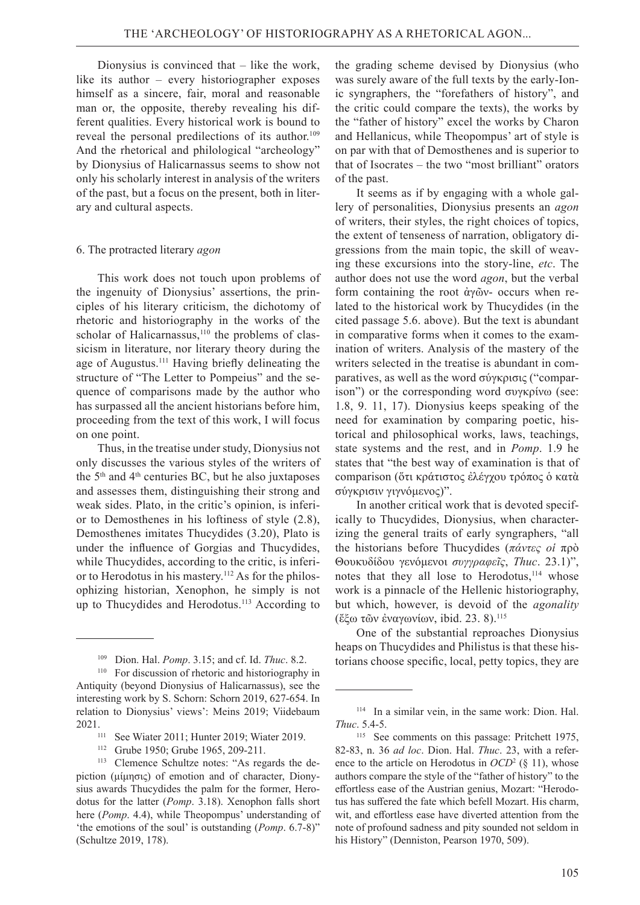Dionysius is convinced that – like the work, like its author – every historiographer exposes himself as a sincere, fair, moral and reasonable man or, the opposite, thereby revealing his different qualities. Every historical work is bound to reveal the personal predilections of its author.[109] And the rhetorical and philological "archeology" by Dionysius of Halicarnassus seems to show not only his scholarly interest in analysis of the writers of the past, but a focus on the present, both in literary and cultural aspects.

## 6. The protracted literary *agon*

This work does not touch upon problems of the ingenuity of Dionysius' assertions, the principles of his literary criticism, the dichotomy of rhetoric and historiography in the works of the scholar of Halicarnassus,[110] the problems of classicism in literature, nor literary theory during the age of Augustus.[111] Having briefly delineating the structure of "The Letter to Pompeius" and the sequence of comparisons made by the author who has surpassed all the ancient historians before him, proceeding from the text of this work, I will focus on one point.

Thus, in the treatise under study, Dionysius not only discusses the various styles of the writers of the 5th and 4th centuries BC, but he also juxtaposes and assesses them, distinguishing their strong and weak sides. Plato, in the critic's opinion, is inferior to Demosthenes in his loftiness of style (2.8), Demosthenes imitates Thucydides (3.20), Plato is under the influence of Gorgias and Thucydides, while Thucydides, according to the critic, is inferior to Herodotus in his mastery.[112] As for the philosophizing historian, Xenophon, he simply is not up to Thucydides and Herodotus.[113] According to the grading scheme devised by Dionysius (who was surely aware of the full texts by the early-Ionic syngraphers, the "forefathers of history", and the critic could compare the texts), the works by the "father of history" excel the works by Charon and Hellanicus, while Theopompus' art of style is on par with that of Demosthenes and is superior to that of Isocrates – the two "most brilliant" orators of the past.

It seems as if by engaging with a whole gallery of personalities, Dionysius presents an *agon* of writers, their styles, the right choices of topics, the extent of tenseness of narration, obligatory digressions from the main topic, the skill of weaving these excursions into the story-line, *etc*. The author does not use the word *agon*, but the verbal form containing the root ἀγῶν- occurs when related to the historical work by Thucydides (in the cited passage 5.6. above). But the text is abundant in comparative forms when it comes to the examination of writers. Analysis of the mastery of the writers selected in the treatise is abundant in comparatives, as well as the word σύγκρισις ("comparison") or the corresponding word συγκρίνω (see: 1.8, 9. 11, 17). Dionysius keeps speaking of the need for examination by comparing poetic, historical and philosophical works, laws, teachings, state systems and the rest, and in *Pomp*. 1.9 he states that "the best way of examination is that of comparison (ὅτι κράτιστος ἐλέγχου τρόπος ὁ κατὰ σύγκρισιν γιγνόμενος)".

In another critical work that is devoted specifically to Thucydides, Dionysius, when characterizing the general traits of early syngraphers, "all the historians before Thucydides (*πάντες οἱ* πρὸ Θουκυδίδου γενόμενοι *συγγραφεῖς*, *Thuc*. 23.1)", notes that they all lose to Herodotus,[114] whose work is a pinnacle of the Hellenic historiography, but which, however, is devoid of the *agonality* (ἔξω τῶν ἐναγωνίων, ibid. 23. 8).[115]

One of the substantial reproaches Dionysius heaps on Thucydides and Philistus is that these historians choose specific, local, petty topics, they are

---

[109] Dion. Hal. *Pomp*. 3.15; and cf. Id. *Thuc*. 8.2.

[110] For discussion of rhetoric and historiography in Antiquity (beyond Dionysius of Halicarnassus), see the interesting work by S. Schorn: Schorn 2019, 627-654. In relation to Dionysius' views': Meins 2019; Viidebaum 2021.

[111] See Wiater 2011; Hunter 2019; Wiater 2019.

[112] Grube 1950; Grube 1965, 209-211.

[113] Clemence Schultze notes: "As regards the depiction (μίμησις) of emotion and of character, Dionysius awards Thucydides the palm for the former, Herodotus for the latter (*Pomp*. 3.18). Xenophon falls short here (*Pomp*. 4.4), while Theopompus' understanding of 'the emotions of the soul' is outstanding (*Pomp*. 6.7-8)" (Schultze 2019, 178).

[114] In a similar vein, in the same work: Dion. Hal. *Thuc*. 5.4-5.

[115] See comments on this passage: Pritchett 1975, 82-83, n. 36 *ad loc*. Dion. Hal. *Thuc*. 23, with a reference to the article on Herodotus in *OCD*² (§ 11), whose authors compare the style of the "father of history" to the effortless ease of the Austrian genius, Mozart: "Herodotus has suffered the fate which befell Mozart. His charm, wit, and effortless ease have diverted attention from the note of profound sadness and pity sounded not seldom in his History" (Denniston, Pearson 1970, 509).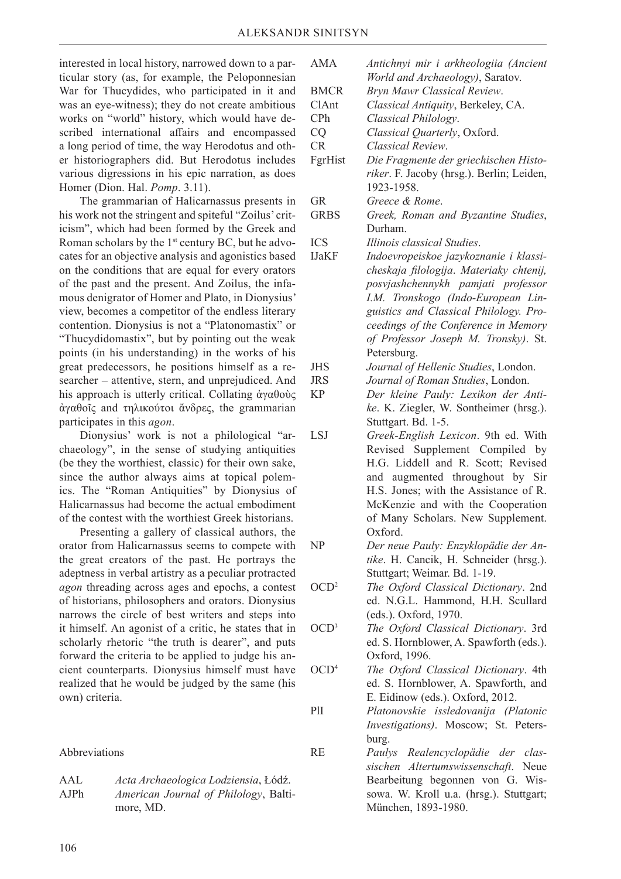interested in local history, narrowed down to a particular story (as, for example, the Peloponnesian War for Thucydides, who participated in it and was an eye-witness); they do not create ambitious works on "world" history, which would have described international affairs and encompassed a long period of time, the way Herodotus and other historiographers did. But Herodotus includes various digressions in his epic narration, as does Homer (Dion. Hal. *Pomp*. 3.11).

The grammarian of Halicarnassus presents in his work not the stringent and spiteful "Zoilus' criticism", which had been formed by the Greek and Roman scholars by the 1st century BC, but he advocates for an objective analysis and agonistics based on the conditions that are equal for every orators of the past and the present. And Zoilus, the infamous denigrator of Homer and Plato, in Dionysius' view, becomes a competitor of the endless literary contention. Dionysius is not a "Platonomastix" or "Thucydidomastix", but by pointing out the weak points (in his understanding) in the works of his great predecessors, he positions himself as a researcher – attentive, stern, and unprejudiced. And his approach is utterly critical. Collating ἀγαθοὺς ἀγαθοῖς and τηλικούτοι ἄνδρες, the grammarian participates in this *agon*.

Dionysius' work is not a philological "archaeology", in the sense of studying antiquities (be they the worthiest, classic) for their own sake, since the author always aims at topical polemics. The "Roman Antiquities" by Dionysius of Halicarnassus had become the actual embodiment of the contest with the worthiest Greek historians.

Presenting a gallery of classical authors, the orator from Halicarnassus seems to compete with the great creators of the past. He portrays the adeptness in verbal artistry as a peculiar protracted *agon* threading across ages and epochs, a contest of historians, philosophers and orators. Dionysius narrows the circle of best writers and steps into it himself. An agonist of a critic, he states that in scholarly rhetoric "the truth is dearer", and puts forward the criteria to be applied to judge his ancient counterparts. Dionysius himself must have realized that he would be judged by the same (his own) criteria.

## Abbreviations

AAL *Acta Archaeologica Lodziensia*, Łódź.
AJPh *American Journal of Philology*, Baltimore, MD.
AMA *Antichnyi mir i arkheologiia (Ancient World and Archaeology)*, Saratov.
BMCR *Bryn Mawr Classical Review*.
ClAnt *Classical Antiquity*, Berkeley, CA.
CPh *Classical Philology*.
CQ *Classical Quarterly*, Oxford.
CR *Classical Review*.
FgrHist *Die Fragmente der griechischen Historiker*. F. Jacoby (hrsg.). Berlin; Leiden, 1923-1958.
GR *Greece & Rome*.
GRBS *Greek, Roman and Byzantine Studies*, Durham.
ICS *Illinois classical Studies*.
IJaKF *Indoevropeiskoe jazykoznanie i klassicheskaja filologija. Materiaky chtenij, posvjashchennykh pamjati professor I.M. Tronskogo (Indo-European Linguistics and Classical Philology. Proceedings of the Conference in Memory of Professor Joseph M. Tronsky)*. St. Petersburg.
JHS *Journal of Hellenic Studies*, London.
JRS *Journal of Roman Studies*, London.
KP *Der kleine Pauly: Lexikon der Antike*. K. Ziegler, W. Sontheimer (hrsg.). Stuttgart. Bd. 1-5.
LSJ *Greek-English Lexicon*. 9th ed. With Revised Supplement Compiled by H.G. Liddell and R. Scott; Revised and augmented throughout by Sir H.S. Jones; with the Assistance of R. McKenzie and with the Cooperation of Many Scholars. New Supplement. Oxford.
NP *Der neue Pauly: Enzyklopädie der Antike*. H. Cancik, H. Schneider (hrsg.). Stuttgart; Weimar. Bd. 1-19.
OCD² *The Oxford Classical Dictionary*. 2nd ed. N.G.L. Hammond, H.H. Scullard (eds.). Oxford, 1970.
OCD³ *The Oxford Classical Dictionary*. 3rd ed. S. Hornblower, A. Spawforth (eds.). Oxford, 1996.
OCD⁴ *The Oxford Classical Dictionary*. 4th ed. S. Hornblower, A. Spawforth, and E. Eidinow (eds.). Oxford, 2012.
PlI *Platonovskie issledovanija (Platonic Investigations)*. Moscow; St. Petersburg.
RE *Paulys Realencyclopädie der classischen Altertumswissenschaft*. Neue Bearbeitung begonnen von G. Wissowa. W. Kroll u.a. (hrsg.). Stuttgart; München, 1893-1980.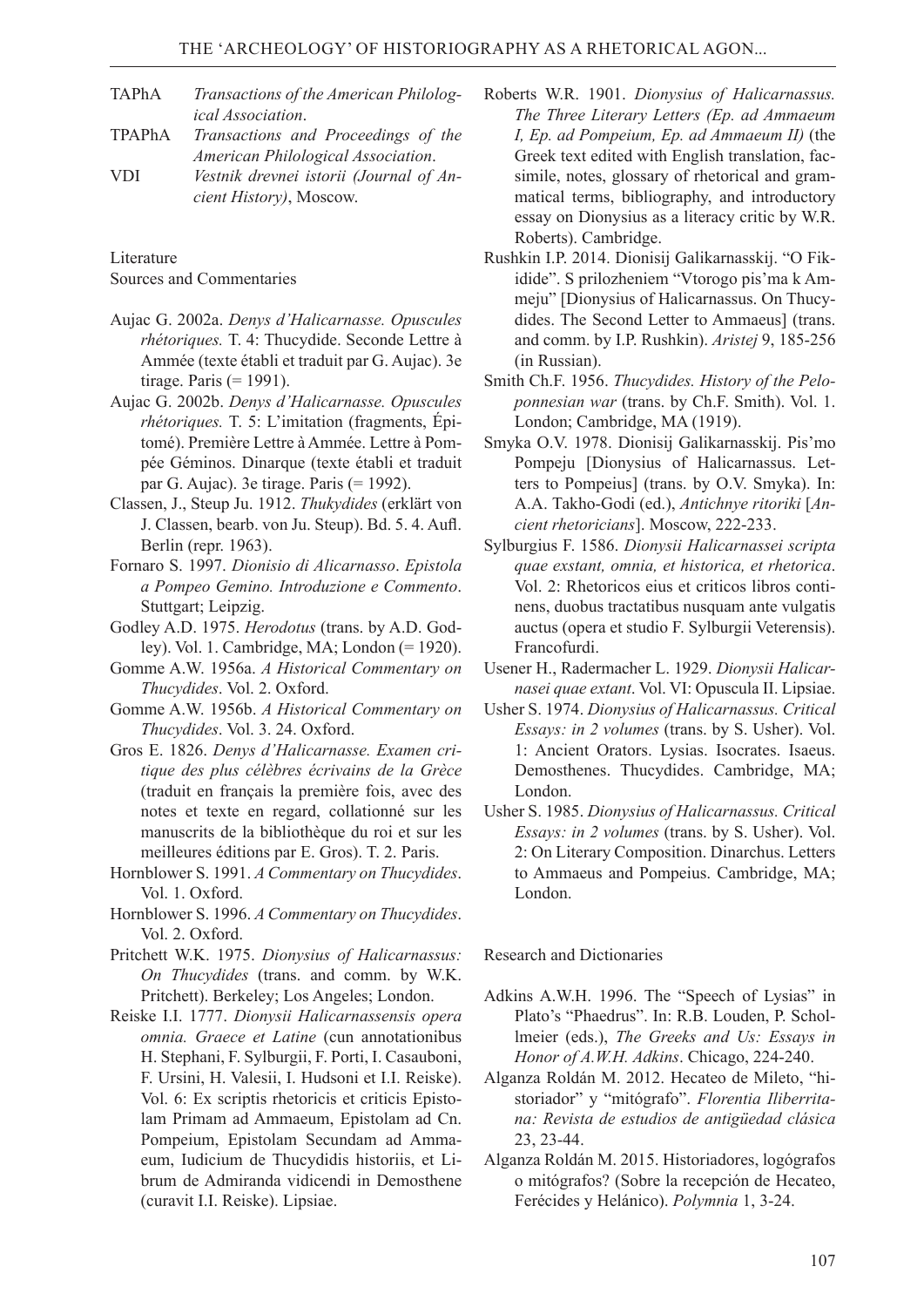| | |
|---|---|
| TAPhA | *Transactions of the American Philological Association*. |
| TPAPhA | *Transactions and Proceedings of the American Philological Association*. |
| VDI | *Vestnik drevnei istorii (Journal of Ancient History)*, Moscow. |

Literature

Sources and Commentaries

Aujac G. 2002a. *Denys d'Halicarnasse. Opuscules rhétoriques.* T. 4: Thucydide. Seconde Lettre à Ammée (texte établi et traduit par G. Aujac). 3e tirage. Paris (= 1991).

Aujac G. 2002b. *Denys d'Halicarnasse. Opuscules rhétoriques.* T. 5: L'imitation (fragments, Épitomé). Première Lettre à Ammée. Lettre à Pompée Géminos. Dinarque (texte établi et traduit par G. Aujac). 3e tirage. Paris (= 1992).

Classen, J., Steup Ju. 1912. *Thukydides* (erklärt von J. Classen, bearb. von Ju. Steup). Bd. 5. 4. Aufl. Berlin (repr. 1963).

Fornaro S. 1997. *Dionisio di Alicarnasso*. *Epistola a Pompeo Gemino. Introduzione e Commento*. Stuttgart; Leipzig.

Godley A.D. 1975. *Herodotus* (trans. by A.D. Godley). Vol. 1. Cambridge, MA; London (= 1920).

Gomme A.W. 1956a. *A Historical Commentary on Thucydides*. Vol. 2. Oxford.

Gomme A.W. 1956b. *A Historical Commentary on Thucydides*. Vol. 3. 24. Oxford.

Gros E. 1826. *Denys d'Halicarnasse. Examen critique des plus célèbres écrivains de la Grèce* (traduit en français la première fois, avec des notes et texte en regard, collationné sur les manuscrits de la bibliothèque du roi et sur les meilleures éditions par E. Gros). T. 2. Paris.

Hornblower S. 1991. *A Commentary on Thucydides*. Vol. 1. Oxford.

Hornblower S. 1996. *A Commentary on Thucydides*. Vol. 2. Oxford.

Pritchett W.K. 1975. *Dionysius of Halicarnassus: On Thucydides* (trans. and comm. by W.K. Pritchett). Berkeley; Los Angeles; London.

Reiske I.I. 1777. *Dionysii Halicarnassensis opera omnia. Graece et Latine* (cun annotationibus H. Stephani, F. Sylburgii, F. Porti, I. Casauboni, F. Ursini, H. Valesii, I. Hudsoni et I.I. Reiske). Vol. 6: Ex scriptis rhetoricis et criticis Epistolam Primam ad Ammaeum, Epistolam ad Cn. Pompeium, Epistolam Secundam ad Ammaeum, Iudicium de Thucydidis historiis, et Librum de Admiranda vidicendi in Demosthene (curavit I.I. Reiske). Lipsiae.

Roberts W.R. 1901. *Dionysius of Halicarnassus. The Three Literary Letters (Ep. ad Ammaeum I, Ep. ad Pompeium, Ep. ad Ammaeum II)* (the Greek text edited with English translation, facsimile, notes, glossary of rhetorical and grammatical terms, bibliography, and introductory essay on Dionysius as a literacy critic by W.R. Roberts). Cambridge.

Rushkin I.P. 2014. Dionisij Galikarnasskij. "O Fikidide". S prilozheniem "Vtorogo pis'ma k Ammeju" [Dionysius of Halicarnassus. On Thucydides. The Second Letter to Ammaeus] (trans. and comm. by I.P. Rushkin). *Aristej* 9, 185-256 (in Russian).

Smith Ch.F. 1956. *Thucydides. History of the Peloponnesian war* (trans. by Ch.F. Smith). Vol. 1. London; Cambridge, MA (1919).

Smyka O.V. 1978. Dionisij Galikarnasskij. Pis'mo Pompeju [Dionysius of Halicarnassus. Letters to Pompeius] (trans. by O.V. Smyka). In: A.A. Takho-Godi (ed.), *Antichnye ritoriki* [*Ancient rhetoricians*]. Moscow, 222-233.

Sylburgius F. 1586. *Dionysii Halicarnassei scripta quae exstant, omnia, et historica, et rhetorica*. Vol. 2: Rhetoricos eius et criticos libros continens, duobus tractatibus nusquam ante vulgatis auctus (opera et studio F. Sylburgii Veterensis). Francofurdi.

Usener H., Radermacher L. 1929. *Dionysii Halicarnasei quae extant*. Vol. VI: Opuscula II. Lipsiae.

Usher S. 1974. *Dionysius of Halicarnassus. Critical Essays: in 2 volumes* (trans. by S. Usher). Vol. 1: Ancient Orators. Lysias. Isocrates. Isaeus. Demosthenes. Thucydides. Cambridge, MA; London.

Usher S. 1985. *Dionysius of Halicarnassus. Critical Essays: in 2 volumes* (trans. by S. Usher). Vol. 2: On Literary Composition. Dinarchus. Letters to Ammaeus and Pompeius. Cambridge, MA; London.

Research and Dictionaries

Adkins A.W.H. 1996. The "Speech of Lysias" in Plato's "Phaedrus". In: R.B. Louden, P. Schollmeier (eds.), *The Greeks and Us: Essays in Honor of A.W.H. Adkins*. Chicago, 224-240.

Alganza Roldán M. 2012. Hecateo de Mileto, "historiador" y "mitógrafo". *Florentia Iliberritana: Revista de estudios de antigüedad clásica* 23, 23-44.

Alganza Roldán M. 2015. Historiadores, logógrafos o mitógrafos? (Sobre la recepción de Hecateo, Ferécides y Helánico). *Polymnia* 1, 3-24.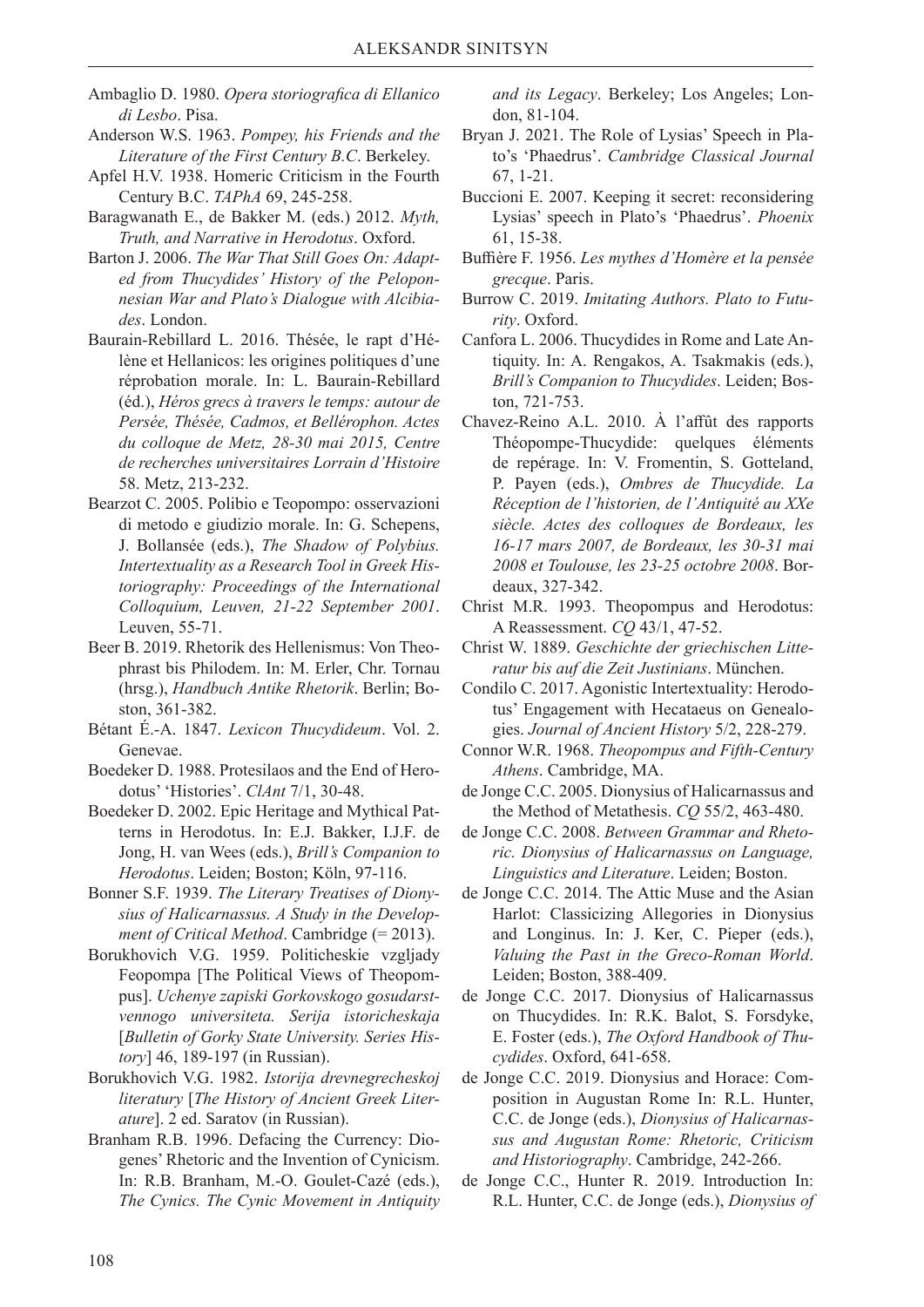Ambaglio D. 1980. *Opera storiografica di Ellanico di Lesbo*. Pisa.

Anderson W.S. 1963. *Pompey, his Friends and the Literature of the First Century B.C*. Berkeley.

Apfel H.V. 1938. Homeric Criticism in the Fourth Century B.C. *TAPhA* 69, 245-258.

Baragwanath E., de Bakker M. (eds.) 2012. *Myth, Truth, and Narrative in Herodotus*. Oxford.

Barton J. 2006. *The War That Still Goes On: Adapted from Thucydides' History of the Peloponnesian War and Plato's Dialogue with Alcibiades*. London.

Baurain-Rebillard L. 2016. Thésée, le rapt d'Hélène et Hellanicos: les origines politiques d'une réprobation morale. In: L. Baurain-Rebillard (éd.), *Héros grecs à travers le temps: autour de Persée, Thésée, Cadmos, et Bellérophon. Actes du colloque de Metz, 28-30 mai 2015, Centre de recherches universitaires Lorrain d'Histoire* 58. Metz, 213-232.

Bearzot C. 2005. Polibio e Teopompo: osservazioni di metodo e giudizio morale. In: G. Schepens, J. Bollansée (eds.), *The Shadow of Polybius. Intertextuality as a Research Tool in Greek Historiography: Proceedings of the International Colloquium, Leuven, 21-22 September 2001*. Leuven, 55-71.

Beer B. 2019. Rhetorik des Hellenismus: Von Theophrast bis Philodem. In: M. Erler, Chr. Tornau (hrsg.), *Handbuch Antike Rhetorik*. Berlin; Boston, 361-382.

Bétant É.-A. 1847. *Lexicon Thucydideum*. Vol. 2. Genevae.

Boedeker D. 1988. Protesilaos and the End of Herodotus' 'Histories'. *ClAnt* 7/1, 30-48.

Boedeker D. 2002. Epic Heritage and Mythical Patterns in Herodotus. In: E.J. Bakker, I.J.F. de Jong, H. van Wees (eds.), *Brill's Companion to Herodotus*. Leiden; Boston; Köln, 97-116.

Bonner S.F. 1939. *The Literary Treatises of Dionysius of Halicarnassus. A Study in the Development of Critical Method*. Cambridge (= 2013).

Borukhovich V.G. 1959. Politicheskie vzgljady Feopompa [The Political Views of Theopompus]. *Uchenye zapiski Gorkovskogo gosudarstvennogo universiteta. Serija istoricheskaja* [*Bulletin of Gorky State University. Series History*] 46, 189-197 (in Russian).

Borukhovich V.G. 1982. *Istorija drevnegrecheskoj literatury* [*The History of Ancient Greek Literature*]. 2 ed. Saratov (in Russian).

Branham R.B. 1996. Defacing the Currency: Diogenes' Rhetoric and the Invention of Cynicism. In: R.B. Branham, M.-O. Goulet-Cazé (eds.), *The Cynics. The Cynic Movement in Antiquity and its Legacy*. Berkeley; Los Angeles; London, 81-104.

Bryan J. 2021. The Role of Lysias' Speech in Plato's 'Phaedrus'. *Cambridge Classical Journal* 67, 1-21.

Buccioni E. 2007. Keeping it secret: reconsidering Lysias' speech in Plato's 'Phaedrus'. *Phoenix* 61, 15-38.

Buffière F. 1956. *Les mythes d'Homère et la pensée grecque*. Paris.

Burrow C. 2019. *Imitating Authors. Plato to Futurity*. Oxford.

Canfora L. 2006. Thucydides in Rome and Late Antiquity. In: A. Rengakos, A. Tsakmakis (eds.), *Brill's Companion to Thucydides*. Leiden; Boston, 721-753.

Chavez-Reino A.L. 2010. À l'affût des rapports Théopompe-Thucydide: quelques éléments de repérage. In: V. Fromentin, S. Gotteland, P. Payen (eds.), *Ombres de Thucydide. La Réception de l'historien, de l'Antiquité au XXe siècle. Actes des colloques de Bordeaux, les 16-17 mars 2007, de Bordeaux, les 30-31 mai 2008 et Toulouse, les 23-25 octobre 2008*. Bordeaux, 327-342.

Christ M.R. 1993. Theopompus and Herodotus: A Reassessment. *CQ* 43/1, 47-52.

Christ W. 1889. *Geschichte der griechischen Litteratur bis auf die Zeit Justinians*. München.

Condilo C. 2017. Agonistic Intertextuality: Herodotus' Engagement with Hecataeus on Genealogies. *Journal of Ancient History* 5/2, 228-279.

Connor W.R. 1968. *Theopompus and Fifth-Century Athens*. Cambridge, MA.

de Jonge C.C. 2005. Dionysius of Halicarnassus and the Method of Metathesis. *CQ* 55/2, 463-480.

de Jonge C.C. 2008. *Between Grammar and Rhetoric. Dionysius of Halicarnassus on Language, Linguistics and Literature*. Leiden; Boston.

de Jonge C.C. 2014. The Attic Muse and the Asian Harlot: Classicizing Allegories in Dionysius and Longinus. In: J. Ker, C. Pieper (eds.), *Valuing the Past in the Greco-Roman World*. Leiden; Boston, 388-409.

de Jonge C.C. 2017. Dionysius of Halicarnassus on Thucydides. In: R.K. Balot, S. Forsdyke, E. Foster (eds.), *The Oxford Handbook of Thucydides*. Oxford, 641-658.

de Jonge C.C. 2019. Dionysius and Horace: Composition in Augustan Rome In: R.L. Hunter, C.C. de Jonge (eds.), *Dionysius of Halicarnassus and Augustan Rome: Rhetoric, Criticism and Historiography*. Cambridge, 242-266.

de Jonge C.C., Hunter R. 2019. Introduction In: R.L. Hunter, C.C. de Jonge (eds.), *Dionysius of*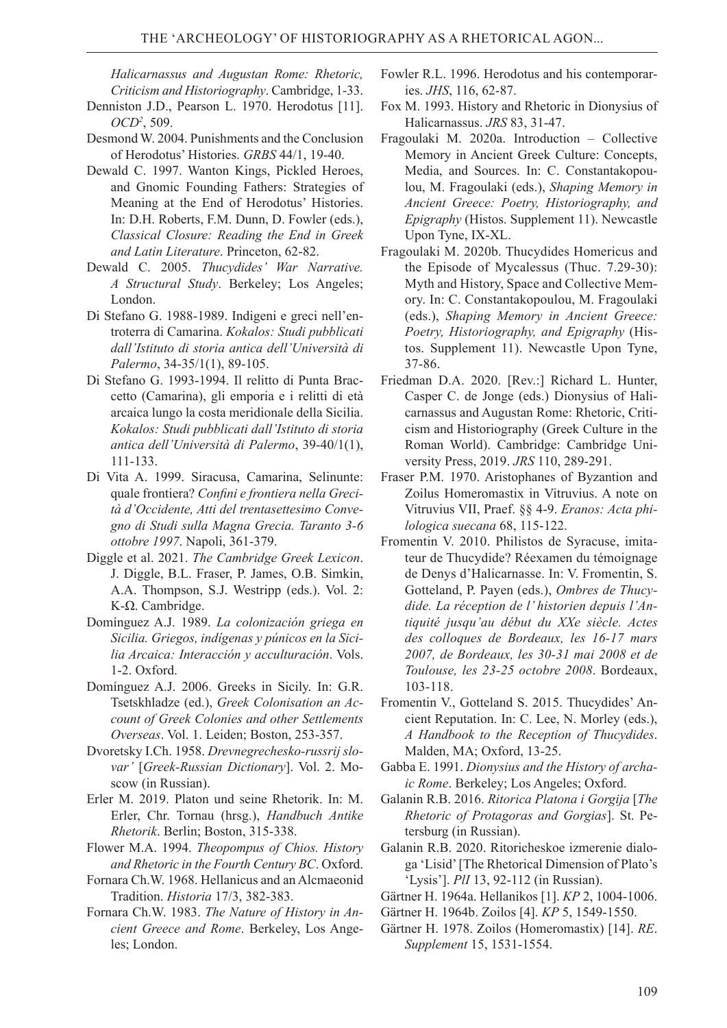*Halicarnassus and Augustan Rome: Rhetoric, Criticism and Historiography*. Cambridge, 1-33.

Denniston J.D., Pearson L. 1970. Herodotus [11]. *OCD*², 509.

Desmond W. 2004. Punishments and the Conclusion of Herodotus' Histories. *GRBS* 44/1, 19-40.

Dewald C. 1997. Wanton Kings, Pickled Heroes, and Gnomic Founding Fathers: Strategies of Meaning at the End of Herodotus' Histories. In: D.H. Roberts, F.M. Dunn, D. Fowler (eds.), *Classical Closure: Reading the End in Greek and Latin Literature*. Princeton, 62-82.

Dewald C. 2005. *Thucydides' War Narrative. A Structural Study*. Berkeley; Los Angeles; London.

Di Stefano G. 1988-1989. Indigeni e greci nell'entroterra di Camarina. *Kokalos: Studi pubblicati dall'Istituto di storia antica dell'Università di Palermo*, 34-35/1(1), 89-105.

Di Stefano G. 1993-1994. Il relitto di Punta Braccetto (Camarina), gli emporia e i relitti di età arcaica lungo la costa meridionale della Sicilia. *Kokalos: Studi pubblicati dall'Istituto di storia antica dell'Università di Palermo*, 39-40/1(1), 111-133.

Di Vita A. 1999. Siracusa, Camarina, Selinunte: quale frontiera? *Confini e frontiera nella Grecità d'Occidente, Atti del trentasettesimo Convegno di Studi sulla Magna Grecia. Taranto 3-6 ottobre 1997*. Napoli, 361-379.

Diggle et al. 2021. *The Cambridge Greek Lexicon*. J. Diggle, B.L. Fraser, P. James, O.B. Simkin, A.A. Thompson, S.J. Westripp (eds.). Vol. 2: K-Ω. Cambridge.

Domínguez A.J. 1989. *La colonización griega en Sicilia. Griegos, indígenas y púnicos en la Sicilia Arcaica: Interacción y acculturación*. Vols. 1-2. Oxford.

Domínguez A.J. 2006. Greeks in Sicily. In: G.R. Tsetskhladze (ed.), *Greek Colonisation an Account of Greek Colonies and other Settlements Overseas*. Vol. 1. Leiden; Boston, 253-357.

Dvoretsky I.Ch. 1958. *Drevnegrechesko-russrij slovar'* [*Greek-Russian Dictionary*]. Vol. 2. Moscow (in Russian).

Erler M. 2019. Platon und seine Rhetorik. In: M. Erler, Chr. Tornau (hrsg.), *Handbuch Antike Rhetorik*. Berlin; Boston, 315-338.

Flower M.A. 1994. *Theopompus of Chios. History and Rhetoric in the Fourth Century BC*. Oxford.

Fornara Ch.W. 1968. Hellanicus and an Alcmaeonid Tradition. *Historia* 17/3, 382-383.

Fornara Ch.W. 1983. *The Nature of History in Ancient Greece and Rome*. Berkeley, Los Angeles; London.

Fowler R.L. 1996. Herodotus and his contemporaries. *JHS*, 116, 62-87.

Fox M. 1993. History and Rhetoric in Dionysius of Halicarnassus. *JRS* 83, 31-47.

Fragoulaki M. 2020a. Introduction – Collective Memory in Ancient Greek Culture: Concepts, Media, and Sources. In: C. Constantakopoulou, M. Fragoulaki (eds.), *Shaping Memory in Ancient Greece: Poetry, Historiography, and Epigraphy* (Histos. Supplement 11). Newcastle Upon Tyne, IX-XL.

Fragoulaki M. 2020b. Thucydides Homericus and the Episode of Mycalessus (Thuc. 7.29-30): Myth and History, Space and Collective Memory. In: C. Constantakopoulou, M. Fragoulaki (eds.), *Shaping Memory in Ancient Greece: Poetry, Historiography, and Epigraphy* (Histos. Supplement 11). Newcastle Upon Tyne, 37-86.

Friedman D.A. 2020. [Rev.:] Richard L. Hunter, Casper C. de Jonge (eds.) Dionysius of Halicarnassus and Augustan Rome: Rhetoric, Criticism and Historiography (Greek Culture in the Roman World). Cambridge: Cambridge University Press, 2019. *JRS* 110, 289-291.

Fraser P.M. 1970. Aristophanes of Byzantion and Zoilus Homeromastix in Vitruvius. A note on Vitruvius VII, Praef. §§ 4-9. *Eranos: Acta philologica suecana* 68, 115-122.

Fromentin V. 2010. Philistos de Syracuse, imitateur de Thucydide? Réexamen du témoignage de Denys d'Halicarnasse. In: V. Fromentin, S. Gotteland, P. Payen (eds.), *Ombres de Thucydide. La réception de l' historien depuis l'Antiquité jusqu'au début du XXe siècle. Actes des colloques de Bordeaux, les 16-17 mars 2007, de Bordeaux, les 30-31 mai 2008 et de Toulouse, les 23-25 octobre 2008*. Bordeaux, 103-118.

Fromentin V., Gotteland S. 2015. Thucydides' Ancient Reputation. In: C. Lee, N. Morley (eds.), *A Handbook to the Reception of Thucydides*. Malden, MA; Oxford, 13-25.

Gabba E. 1991. *Dionysius and the History of archaic Rome*. Berkeley; Los Angeles; Oxford.

Galanin R.B. 2016. *Ritorica Platona i Gorgija* [*The Rhetoric of Protagoras and Gorgias*]. St. Petersburg (in Russian).

Galanin R.B. 2020. Ritoricheskoe izmerenie dialoga 'Lisid' [The Rhetorical Dimension of Plato's 'Lysis']. *PlI* 13, 92-112 (in Russian).

Gärtner H. 1964a. Hellanikos [1]. *KP* 2, 1004-1006.

Gärtner H. 1964b. Zoilos [4]. *KP* 5, 1549-1550.

Gärtner H. 1978. Zoilos (Homeromastix) [14]. *RE*. *Supplement* 15, 1531-1554.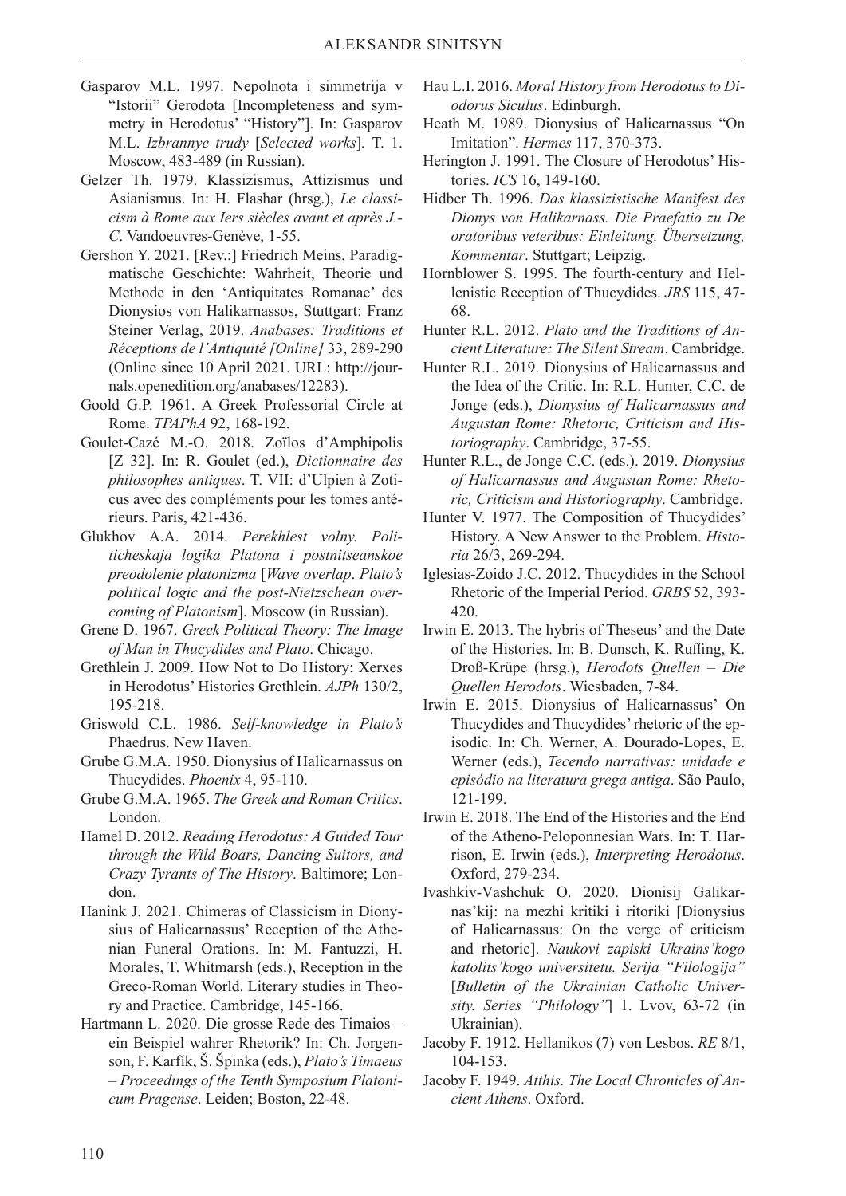Gasparov M.L. 1997. Nepolnota i simmetrija v "Istorii" Gerodota [Incompleteness and symmetry in Herodotus' "History"]. In: Gasparov M.L. *Izbrannye trudy* [*Selected works*]. T. 1. Moscow, 483-489 (in Russian).

Gelzer Th. 1979. Klassizismus, Attizismus und Asianismus. In: H. Flashar (hrsg.), *Le classicism à Rome aux Iers siècles avant et après J.-C*. Vandoeuvres-Genève, 1-55.

Gershon Y. 2021. [Rev.:] Friedrich Meins, Paradigmatische Geschichte: Wahrheit, Theorie und Methode in den 'Antiquitates Romanae' des Dionysios von Halikarnassos, Stuttgart: Franz Steiner Verlag, 2019. *Anabases: Traditions et Réceptions de l'Antiquité [Online]* 33, 289-290 (Online since 10 April 2021. URL: http://journals.openedition.org/anabases/12283).

Goold G.P. 1961. A Greek Professorial Circle at Rome. *TPAPhA* 92, 168-192.

Goulet-Cazé M.-O. 2018. Zoïlos d'Amphipolis [Z 32]. In: R. Goulet (ed.), *Dictionnaire des philosophes antiques*. T. VII: d'Ulpien à Zoticus avec des compléments pour les tomes antérieurs. Paris, 421-436.

Glukhov A.A. 2014. *Perekhlest volny. Politicheskaja logika Platona i postnitseanskoe preodolenie platonizma* [*Wave overlap*. *Plato's political logic and the post-Nietzschean overcoming of Platonism*]. Moscow (in Russian).

Grene D. 1967. *Greek Political Theory: The Image of Man in Thucydides and Plato*. Chicago.

Grethlein J. 2009. How Not to Do History: Xerxes in Herodotus' Histories Grethlein. *AJPh* 130/2, 195-218.

Griswold C.L. 1986. *Self-knowledge in Plato's* Phaedrus. New Haven.

Grube G.M.A. 1950. Dionysius of Halicarnassus on Thucydides. *Phoenix* 4, 95-110.

Grube G.M.A. 1965. *The Greek and Roman Critics*. London.

Hamel D. 2012. *Reading Herodotus: A Guided Tour through the Wild Boars, Dancing Suitors, and Crazy Tyrants of The History*. Baltimore; London.

Hanink J. 2021. Chimeras of Classicism in Dionysius of Halicarnassus' Reception of the Athenian Funeral Orations. In: M. Fantuzzi, H. Morales, T. Whitmarsh (eds.), Reception in the Greco-Roman World. Literary studies in Theory and Practice. Cambridge, 145-166.

Hartmann L. 2020. Die grosse Rede des Timaios – ein Beispiel wahrer Rhetorik? In: Ch. Jorgenson, F. Karfík, Š. Špinka (eds.), *Plato's Timaeus – Proceedings of the Tenth Symposium Platonicum Pragense*. Leiden; Boston, 22-48.

Hau L.I. 2016. *Moral History from Herodotus to Diodorus Siculus*. Edinburgh.

Heath M. 1989. Dionysius of Halicarnassus "On Imitation". *Hermes* 117, 370-373.

Herington J. 1991. The Closure of Herodotus' Histories. *ICS* 16, 149-160.

Hidber Th. 1996. *Das klassizistische Manifest des Dionys von Halikarnass. Die Praefatio zu De oratoribus veteribus: Einleitung, Übersetzung, Kommentar*. Stuttgart; Leipzig.

Hornblower S. 1995. The fourth-century and Hellenistic Reception of Thucydides. *JRS* 115, 47-68.

Hunter R.L. 2012. *Plato and the Traditions of Ancient Literature: The Silent Stream*. Cambridge.

Hunter R.L. 2019. Dionysius of Halicarnassus and the Idea of the Critic. In: R.L. Hunter, C.C. de Jonge (eds.), *Dionysius of Halicarnassus and Augustan Rome: Rhetoric, Criticism and Historiography*. Cambridge, 37-55.

Hunter R.L., de Jonge C.C. (eds.). 2019. *Dionysius of Halicarnassus and Augustan Rome: Rhetoric, Criticism and Historiography*. Cambridge.

Hunter V. 1977. The Composition of Thucydides' History. A New Answer to the Problem. *Historia* 26/3, 269-294.

Iglesias-Zoido J.C. 2012. Thucydides in the School Rhetoric of the Imperial Period. *GRBS* 52, 393-420.

Irwin E. 2013. The hybris of Theseus' and the Date of the Histories. In: B. Dunsch, K. Ruffing, K. Droß-Krüpe (hrsg.), *Herodots Quellen – Die Quellen Herodots*. Wiesbaden, 7-84.

Irwin E. 2015. Dionysius of Halicarnassus' On Thucydides and Thucydides' rhetoric of the episodic. In: Ch. Werner, A. Dourado-Lopes, E. Werner (eds.), *Tecendo narrativas: unidade e episódio na literatura grega antiga*. São Paulo, 121-199.

Irwin E. 2018. The End of the Histories and the End of the Atheno-Peloponnesian Wars. In: T. Harrison, E. Irwin (eds.), *Interpreting Herodotus*. Oxford, 279-234.

Ivashkiv-Vashchuk O. 2020. Dionisij Galikarnas'kij: na mezhi kritiki i ritoriki [Dionysius of Halicarnassus: On the verge of criticism and rhetoric]. *Naukovi zapiski Ukrains'kogo katolits'kogo universitetu. Serija "Filologija"* [*Bulletin of the Ukrainian Catholic University. Series "Philology"*] 1. Lvov, 63-72 (in Ukrainian).

Jacoby F. 1912. Hellanikos (7) von Lesbos. *RE* 8/1, 104-153.

Jacoby F. 1949. *Atthis. The Local Chronicles of Ancient Athens*. Oxford.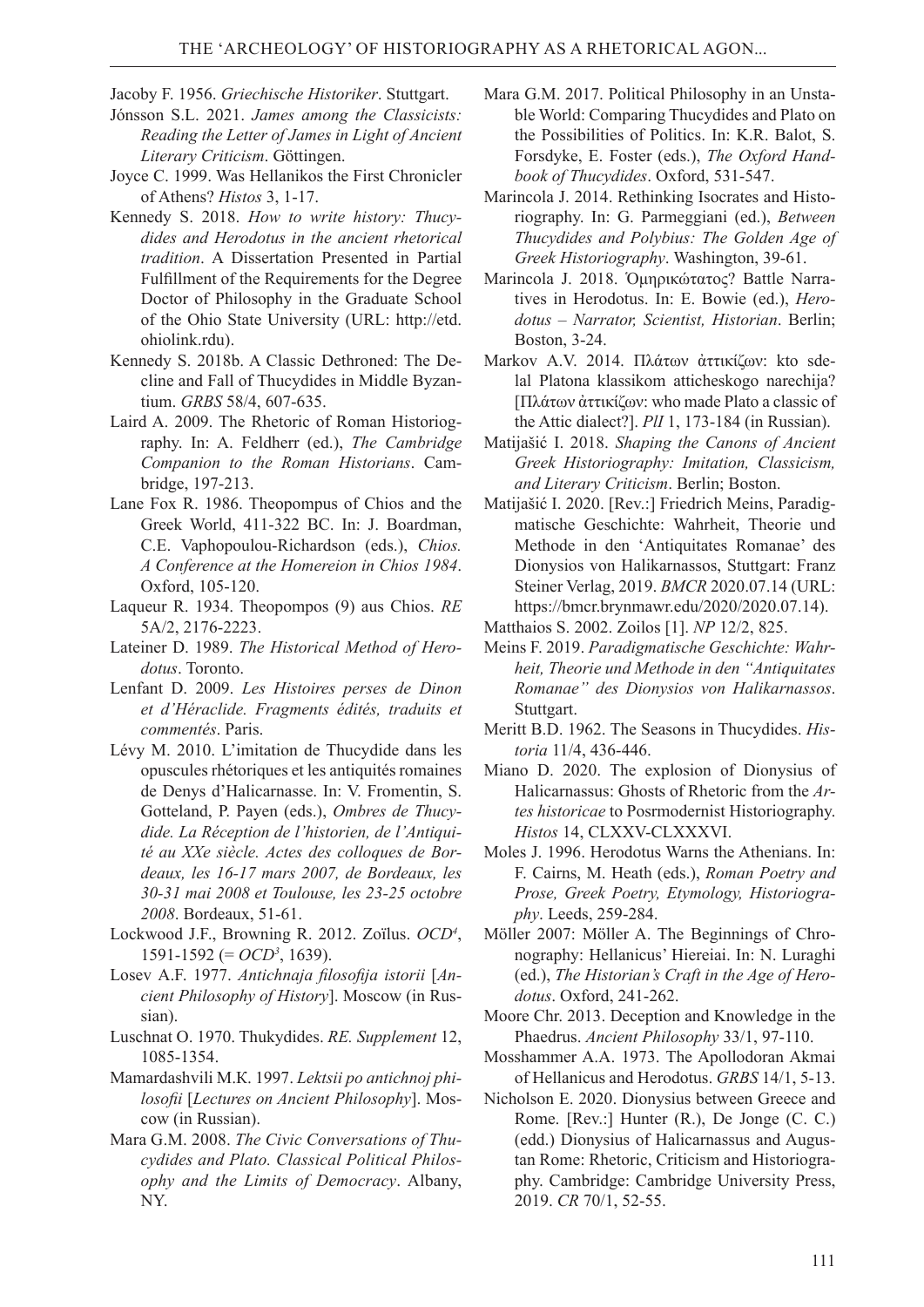Jacoby F. 1956. *Griechische Historiker*. Stuttgart.

Jónsson S.L. 2021. *James among the Classicists: Reading the Letter of James in Light of Ancient Literary Criticism*. Göttingen.

Joyce C. 1999. Was Hellanikos the First Chronicler of Athens? *Histos* 3, 1-17.

Kennedy S. 2018. *How to write history: Thucydides and Herodotus in the ancient rhetorical tradition*. A Dissertation Presented in Partial Fulfillment of the Requirements for the Degree Doctor of Philosophy in the Graduate School of the Ohio State University (URL: http://etd.ohiolink.rdu).

Kennedy S. 2018b. A Classic Dethroned: The Decline and Fall of Thucydides in Middle Byzantium. *GRBS* 58/4, 607-635.

Laird A. 2009. The Rhetoric of Roman Historiography. In: A. Feldherr (ed.), *The Cambridge Companion to the Roman Historians*. Cambridge, 197-213.

Lane Fox R. 1986. Theopompus of Chios and the Greek World, 411-322 BC. In: J. Boardman, C.E. Vaphopoulou-Richardson (eds.), *Chios. A Conference at the Homereion in Chios 1984*. Oxford, 105-120.

Laqueur R. 1934. Theopompos (9) aus Chios. *RE* 5A/2, 2176-2223.

Lateiner D. 1989. *The Historical Method of Herodotus*. Toronto.

Lenfant D. 2009. *Les Histoires perses de Dinon et d'Héraclide. Fragments édités, traduits et commentés*. Paris.

Lévy M. 2010. L'imitation de Thucydide dans les opuscules rhétoriques et les antiquités romaines de Denys d'Halicarnasse. In: V. Fromentin, S. Gotteland, P. Payen (eds.), *Ombres de Thucydide. La Réception de l'historien, de l'Antiquité au XXe siècle. Actes des colloques de Bordeaux, les 16-17 mars 2007, de Bordeaux, les 30-31 mai 2008 et Toulouse, les 23-25 octobre 2008*. Bordeaux, 51-61.

Lockwood J.F., Browning R. 2012. Zoïlus. *OCD*[4], 1591-1592 (= *OCD*[3], 1639).

Losev A.F. 1977. *Antichnaja filosofija istorii* [*Ancient Philosophy of History*]. Moscow (in Russian).

Luschnat O. 1970. Thukydides. *RE. Supplement* 12, 1085-1354.

Mamardashvili M.K. 1997. *Lektsii po antichnoj philosofii* [*Lectures on Ancient Philosophy*]. Moscow (in Russian).

Mara G.M. 2008. *The Civic Conversations of Thucydides and Plato. Classical Political Philosophy and the Limits of Democracy*. Albany, NY.

Mara G.M. 2017. Political Philosophy in an Unstable World: Comparing Thucydides and Plato on the Possibilities of Politics. In: K.R. Balot, S. Forsdyke, E. Foster (eds.), *The Oxford Handbook of Thucydides*. Oxford, 531-547.

Marincola J. 2014. Rethinking Isocrates and Historiography. In: G. Parmeggiani (ed.), *Between Thucydides and Polybius: The Golden Age of Greek Historiography*. Washington, 39-61.

Marincola J. 2018. Ὁμηρικώτατος? Battle Narratives in Herodotus. In: E. Bowie (ed.), *Herodotus – Narrator, Scientist, Historian*. Berlin; Boston, 3-24.

Markov A.V. 2014. Πλάτων ἀττικίζων: kto sdelal Platona klassikom atticheskogo narechija? [Πλάτων ἀττικίζων: who made Plato a classic of the Attic dialect?]. *PlI* 1, 173-184 (in Russian).

Matijašić I. 2018. *Shaping the Canons of Ancient Greek Historiography: Imitation, Classicism, and Literary Criticism*. Berlin; Boston.

Matijašić I. 2020. [Rev.:] Friedrich Meins, Paradigmatische Geschichte: Wahrheit, Theorie und Methode in den 'Antiquitates Romanae' des Dionysios von Halikarnassos, Stuttgart: Franz Steiner Verlag, 2019. *BMCR* 2020.07.14 (URL: https://bmcr.brynmawr.edu/2020/2020.07.14).

Matthaios S. 2002. Zoilos [1]. *NP* 12/2, 825.

Meins F. 2019. *Paradigmatische Geschichte: Wahrheit, Theorie und Methode in den "Antiquitates Romanae" des Dionysios von Halikarnassos*. Stuttgart.

Meritt B.D. 1962. The Seasons in Thucydides. *Historia* 11/4, 436-446.

Miano D. 2020. The explosion of Dionysius of Halicarnassus: Ghosts of Rhetoric from the *Artes historicae* to Posrmodernist Historiography. *Histos* 14, CLXXV-CLXXXVI.

Moles J. 1996. Herodotus Warns the Athenians. In: F. Cairns, M. Heath (eds.), *Roman Poetry and Prose, Greek Poetry, Etymology, Historiography*. Leeds, 259-284.

Möller 2007: Möller A. The Beginnings of Chronography: Hellanicus' Hiereiai. In: N. Luraghi (ed.), *The Historian's Craft in the Age of Herodotus*. Oxford, 241-262.

Moore Chr. 2013. Deception and Knowledge in the Phaedrus. *Ancient Philosophy* 33/1, 97-110.

Mosshammer A.A. 1973. The Apollodoran Akmai of Hellanicus and Herodotus. *GRBS* 14/1, 5-13.

Nicholson E. 2020. Dionysius between Greece and Rome. [Rev.:] Hunter (R.), De Jonge (C. C.) (edd.) Dionysius of Halicarnassus and Augustan Rome: Rhetoric, Criticism and Historiography. Cambridge: Cambridge University Press, 2019. *CR* 70/1, 52-55.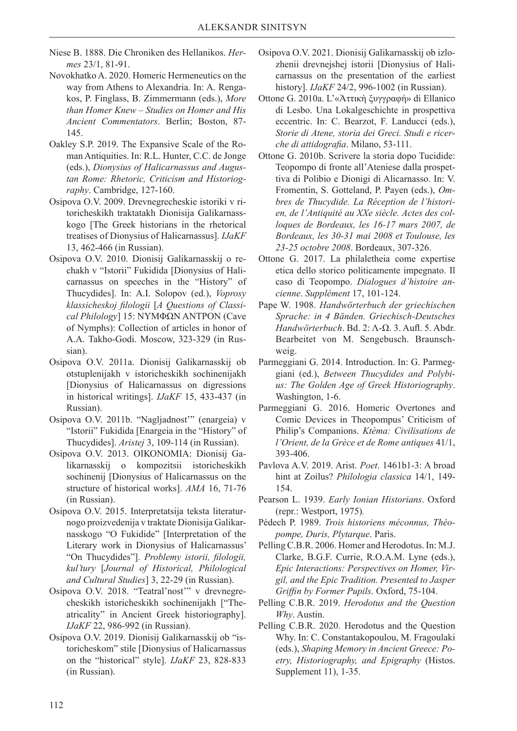Niese B. 1888. Die Chroniken des Hellanikos. *Hermes* 23/1, 81-91.

Novokhatko A. 2020. Homeric Hermeneutics on the way from Athens to Alexandria. In: A. Rengakos, P. Finglass, B. Zimmermann (eds.), *More than Homer Knew – Studies on Homer and His Ancient Commentators*. Berlin; Boston, 87-145.

Oakley S.P. 2019. The Expansive Scale of the Roman Antiquities. In: R.L. Hunter, C.C. de Jonge (eds.), *Dionysius of Halicarnassus and Augustan Rome: Rhetoric, Criticism and Historiography*. Cambridge, 127-160.

Osipova O.V. 2009. Drevnegrecheskie istoriki v ritoricheskikh traktatakh Dionisija Galikarnasskogo [The Greek historians in the rhetorical treatises of Dionysius of Halicarnassus]. *IJaKF* 13, 462-466 (in Russian).

Osipova O.V. 2010. Dionisij Galikarnasskij o rechakh v "Istorii" Fukidida [Dionysius of Halicarnassus on speeches in the "History" of Thucydides]. In: A.I. Solopov (ed.), *Voprosy klassicheskoj filologii* [*A Questions of Classical Philology*] 15: ΝΥΜΦΩΝ ΑΝΤΡΟΝ (Cave of Nymphs): Collection of articles in honor of A.A. Takho-Godi. Moscow, 323-329 (in Russian).

Osipova O.V. 2011a. Dionisij Galikarnasskij ob otstuplenijakh v istoricheskikh sochinenijakh [Dionysius of Halicarnassus on digressions in historical writings]. *IJaKF* 15, 433-437 (in Russian).

Osipova O.V. 2011b. "Nagljadnost'" (enargeia) v "Istorii" Fukidida [Enargeia in the "History" of Thucydides]. *Aristej* 3, 109-114 (in Russian).

Osipova O.V. 2013. OIKONOMIA: Dionisij Galikarnasskij o kompozitsii istoricheskikh sochinenij [Dionysius of Halicarnassus on the structure of historical works]. *AMA* 16, 71-76 (in Russian).

Osipova O.V. 2015. Interpretatsija teksta literaturnogo proizvedenija v traktate Dionisija Galikarnasskogo "O Fukidide" [Interpretation of the Literary work in Dionysius of Halicarnassus' "On Thucydides"]. *Problemy istorii, filologii, kul'tury* [*Journal of Historical, Philological and Cultural Studies*] 3, 22-29 (in Russian).

Osipova O.V. 2018. "Teatral'nost'" v drevnegrecheskikh istoricheskikh sochinenijakh ["Theatricality" in Ancient Greek historiography]. *IJaKF* 22, 986-992 (in Russian).

Osipova O.V. 2019. Dionisij Galikarnasskij ob "istoricheskom" stile [Dionysius of Halicarnassus on the "historical" style]. *IJaKF* 23, 828-833 (in Russian).

Osipova O.V. 2021. Dionisij Galikarnasskij ob izlozhenii drevnejshej istorii [Dionysius of Halicarnassus on the presentation of the earliest history]. *IJaKF* 24/2, 996-1002 (in Russian).

Ottone G. 2010a. L'«Ἀττικὴ ξυγγραφή» di Ellanico di Lesbo. Una Lokalgeschichte in prospettiva eccentric. In: C. Bearzot, F. Landucci (eds.), *Storie di Atene, storia dei Greci. Studi e ricerche di attidografia*. Milano, 53-111.

Ottone G. 2010b. Scrivere la storia dopo Tucidide: Teopompo di fronte all'Ateniese dalla prospettiva di Polibio e Dionigi di Alicarnasso. In: V. Fromentin, S. Gotteland, P. Payen (eds.), *Ombres de Thucydide. La Réception de l'historien, de l'Antiquité au XXe siècle. Actes des colloques de Bordeaux, les 16-17 mars 2007, de Bordeaux, les 30-31 mai 2008 et Toulouse, les 23-25 octobre 2008*. Bordeaux, 307-326.

Ottone G. 2017. La philaletheia come expertise etica dello storico politicamente impegnato. Il caso di Teopompo. *Dialogues d'histoire ancienne*. *Supplément* 17, 101-124.

Pape W. 1908. *Handwörterbuch der griechischen Sprache: in 4 Bänden. Griechisch-Deutsches Handwörterbuch*. Bd. 2: Λ-Ω. 3. Aufl. 5. Abdr. Bearbeitet von M. Sengebusch. Braunschweig.

Parmeggiani G. 2014. Introduction. In: G. Parmeggiani (ed.), *Between Thucydides and Polybius: The Golden Age of Greek Historiography*. Washington, 1-6.

Parmeggiani G. 2016. Homeric Overtones and Comic Devices in Theopompus' Criticism of Philip's Companions. *Ktèma: Civilisations de l'Orient, de la Grèce et de Rome antiques* 41/1, 393-406.

Pavlova A.V. 2019. Arist. *Poet*. 1461b1-3: A broad hint at Zoilus? *Philologia classica* 14/1, 149-154.

Pearson L. 1939. *Early Ionian Historians*. Oxford (repr.: Westport, 1975).

Pédech P. 1989. *Trois historiens méconnus, Théopompe, Duris, Plytarque*. Paris.

Pelling C.B.R. 2006. Homer and Herodotus. In: M.J. Clarke, B.G.F. Currie, R.O.A.M. Lyne (eds.), *Epic Interactions: Perspectives on Homer, Virgil, and the Epic Tradition. Presented to Jasper Griffin by Former Pupils*. Oxford, 75-104.

Pelling C.B.R. 2019. *Herodotus and the Question Why*. Austin.

Pelling C.B.R. 2020. Herodotus and the Question Why. In: C. Constantakopoulou, M. Fragoulaki (eds.), *Shaping Memory in Ancient Greece: Poetry, Historiography, and Epigraphy* (Histos. Supplement 11), 1-35.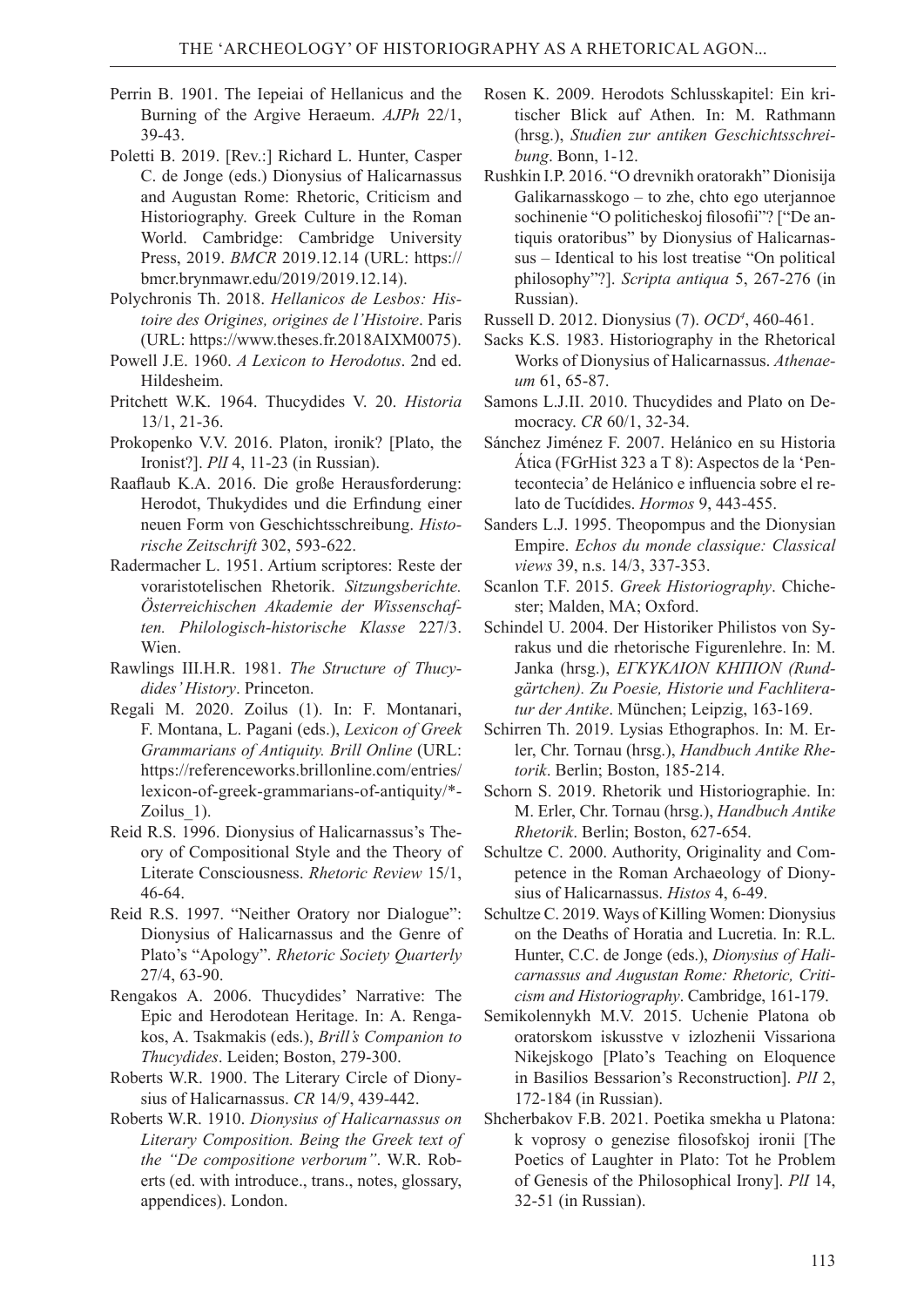Perrin B. 1901. The Iepeiai of Hellanicus and the Burning of the Argive Heraeum. *AJPh* 22/1, 39-43.

Poletti B. 2019. [Rev.:] Richard L. Hunter, Casper C. de Jonge (eds.) Dionysius of Halicarnassus and Augustan Rome: Rhetoric, Criticism and Historiography. Greek Culture in the Roman World. Cambridge: Cambridge University Press, 2019. *BMCR* 2019.12.14 (URL: https://bmcr.brynmawr.edu/2019/2019.12.14).

Polychronis Th. 2018. *Hellanicos de Lesbos: Histoire des Origines, origines de l'Histoire*. Paris (URL: https://www.theses.fr.2018AIXM0075).

Powell J.E. 1960. *A Lexicon to Herodotus*. 2nd ed. Hildesheim.

Pritchett W.K. 1964. Thucydides V. 20. *Historia* 13/1, 21-36.

Prokopenko V.V. 2016. Platon, ironik? [Plato, the Ironist?]. *PlI* 4, 11-23 (in Russian).

Raaflaub K.A. 2016. Die große Herausforderung: Herodot, Thukydides und die Erfindung einer neuen Form von Geschichtsschreibung. *Historische Zeitschrift* 302, 593-622.

Radermacher L. 1951. Artium scriptores: Reste der voraristotelischen Rhetorik. *Sitzungsberichte. Österreichischen Akademie der Wissenschaften. Philologisch-historische Klasse* 227/3. Wien.

Rawlings III.H.R. 1981. *The Structure of Thucydides' History*. Princeton.

Regali M. 2020. Zoilus (1). In: F. Montanari, F. Montana, L. Pagani (eds.), *Lexicon of Greek Grammarians of Antiquity. Brill Online* (URL: https://referenceworks.brillonline.com/entries/lexicon-of-greek-grammarians-of-antiquity/*-Zoilus_1).

Reid R.S. 1996. Dionysius of Halicarnassus's Theory of Compositional Style and the Theory of Literate Consciousness. *Rhetoric Review* 15/1, 46-64.

Reid R.S. 1997. "Neither Oratory nor Dialogue": Dionysius of Halicarnassus and the Genre of Plato's "Apology". *Rhetoric Society Quarterly* 27/4, 63-90.

Rengakos A. 2006. Thucydides' Narrative: The Epic and Herodotean Heritage. In: A. Rengakos, A. Tsakmakis (eds.), *Brill's Companion to Thucydides*. Leiden; Boston, 279-300.

Roberts W.R. 1900. The Literary Circle of Dionysius of Halicarnassus. *CR* 14/9, 439-442.

Roberts W.R. 1910. *Dionysius of Halicarnassus on Literary Composition. Being the Greek text of the "De compositione verborum"*. W.R. Roberts (ed. with introduce., trans., notes, glossary, appendices). London.

Rosen K. 2009. Herodots Schlusskapitel: Ein kritischer Blick auf Athen. In: M. Rathmann (hrsg.), *Studien zur antiken Geschichtsschreibung*. Bonn, 1-12.

Rushkin I.P. 2016. "O drevnikh oratorakh" Dionisija Galikarnasskogo – to zhe, chto ego uterjannoe sochinenie "O politicheskoj filosofii"? ["De antiquis oratoribus" by Dionysius of Halicarnassus – Identical to his lost treatise "On political philosophy"?]. *Scripta antiqua* 5, 267-276 (in Russian).

Russell D. 2012. Dionysius (7). *OCD*[4], 460-461.

Sacks K.S. 1983. Historiography in the Rhetorical Works of Dionysius of Halicarnassus. *Athenaeum* 61, 65-87.

Samons L.J.II. 2010. Thucydides and Plato on Democracy. *CR* 60/1, 32-34.

Sánchez Jiménez F. 2007. Helánico en su Historia Ática (FGrHist 323 a T 8): Aspectos de la 'Pentecontecia' de Helánico e influencia sobre el relato de Tucídides. *Hormos* 9, 443-455.

Sanders L.J. 1995. Theopompus and the Dionysian Empire. *Echos du monde classique: Classical views* 39, n.s. 14/3, 337-353.

Scanlon T.F. 2015. *Greek Historiography*. Chichester; Malden, MA; Oxford.

Schindel U. 2004. Der Historiker Philistos von Syrakus und die rhetorische Figurenlehre. In: M. Janka (hrsg.), *ΕΓΚΥΚΛΙΟΝ ΚΗΠΙΟΝ (Rundgärtchen). Zu Poesie, Historie und Fachliteratur der Antike*. München; Leipzig, 163-169.

Schirren Th. 2019. Lysias Ethographos. In: M. Erler, Chr. Tornau (hrsg.), *Handbuch Antike Rhetorik*. Berlin; Boston, 185-214.

Schorn S. 2019. Rhetorik und Historiographie. In: M. Erler, Chr. Tornau (hrsg.), *Handbuch Antike Rhetorik*. Berlin; Boston, 627-654.

Schultze C. 2000. Authority, Originality and Competence in the Roman Archaeology of Dionysius of Halicarnassus. *Histos* 4, 6-49.

Schultze C. 2019. Ways of Killing Women: Dionysius on the Deaths of Horatia and Lucretia. In: R.L. Hunter, C.C. de Jonge (eds.), *Dionysius of Halicarnassus and Augustan Rome: Rhetoric, Criticism and Historiography*. Cambridge, 161-179.

Semikolennykh M.V. 2015. Uchenie Platona ob oratorskom iskusstve v izlozhenii Vissariona Nikejskogo [Plato's Teaching on Eloquence in Basilios Bessarion's Reconstruction]. *PlI* 2, 172-184 (in Russian).

Shcherbakov F.B. 2021. Poetika smekha u Platona: k voprosy o genezise filosofskoj ironii [The Poetics of Laughter in Plato: Tot he Problem of Genesis of the Philosophical Irony]. *PlI* 14, 32-51 (in Russian).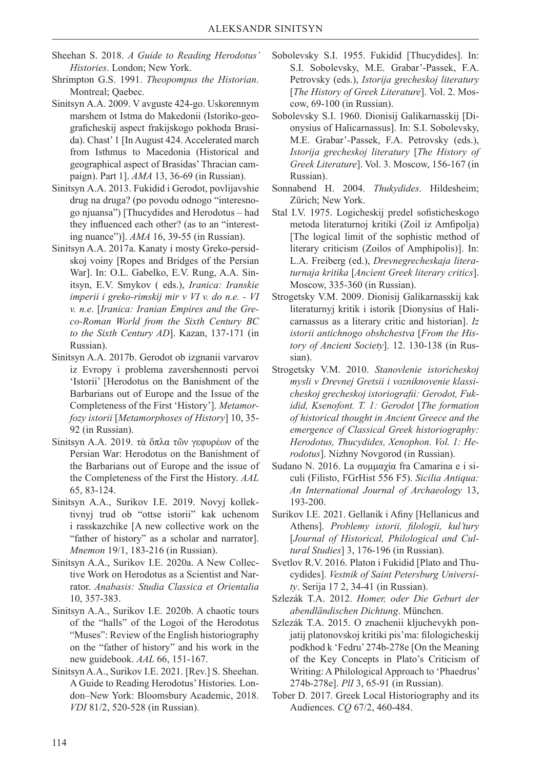Sheehan S. 2018. *A Guide to Reading Herodotus' Histories*. London; New York.

Shrimpton G.S. 1991. *Theopompus the Historian*. Montreal; Qaebec.

Sinitsyn A.A. 2009. V avguste 424-go. Uskorennym marshem ot Istma do Makedonii (Istoriko-geograficheskij aspect frakijskogo pokhoda Brasida). Chast' 1 [In August 424. Accelerated march from Isthmus to Macedonia (Historical and geographical aspect of Brasidas' Thracian campaign). Part 1]. *AMA* 13, 36-69 (in Russian).

Sinitsyn A.A. 2013. Fukidid i Gerodot, povlijavshie drug na druga? (po povodu odnogo "interesnogo njuansa") [Thucydides and Herodotus – had they influenced each other? (as to an "interesting nuance")]. *AMA* 16, 39-55 (in Russian).

Sinitsyn A.A. 2017a. Kanaty i mosty Greko-persidskoj voiny [Ropes and Bridges of the Persian War]. In: O.L. Gabelko, E.V. Rung, A.A. Sinitsyn, E.V. Smykov ( eds.), *Iranica: Iranskie imperii i greko-rimskij mir v VI v. do n.e. - VI v. n.e*. [*Iranica: Iranian Empires and the Greco-Roman World from the Sixth Century BC to the Sixth Century AD*]. Kazan, 137-171 (in Russian).

Sinitsyn A.A. 2017b. Gerodot ob izgnanii varvarov iz Evropy i problema zavershennosti pervoi 'Istorii' [Herodotus on the Banishment of the Barbarians out of Europe and the Issue of the Completeness of the First 'History']. *Metamorfozy istorii* [*Metamorphoses of History*] 10, 35-92 (in Russian).

Sinitsyn A.A. 2019. τὰ ὅπλα τῶν γεφυρέων of the Persian War: Herodotus on the Banishment of the Barbarians out of Europe and the issue of the Completeness of the First the History. *AAL* 65, 83-124.

Sinitsyn A.A., Surikov I.E. 2019. Novyj kollektivnyj trud ob "ottse istorii" kak uchenom i rasskazchike [A new collective work on the "father of history" as a scholar and narrator]. *Mnemon* 19/1, 183-216 (in Russian).

Sinitsyn A.A., Surikov I.E. 2020a. A New Collective Work on Herodotus as a Scientist and Narrator. *Anabasis: Studia Classica et Orientalia* 10, 357-383.

Sinitsyn A.A., Surikov I.E. 2020b. A chaotic tours of the "halls" of the Logoi of the Herodotus "Muses": Review of the English historiography on the "father of history" and his work in the new guidebook. *AAL* 66, 151-167.

Sinitsyn A.A., Surikov I.E. 2021. [Rev.] S. Sheehan. A Guide to Reading Herodotus' Histories*.* London–New York: Bloomsbury Academic, 2018. *VDI* 81/2, 520-528 (in Russian).

Sobolevsky S.I. 1955. Fukidid [Thucydides]. In: S.I. Sobolevsky, M.E. Grabar'-Passek, F.A. Petrovsky (eds.), *Istorija grecheskoj literatury* [*The History of Greek Literature*]. Vol. 2. Moscow, 69-100 (in Russian).

Sobolevsky S.I. 1960. Dionisij Galikarnasskij [Dionysius of Halicarnassus]. In: S.I. Sobolevsky, M.E. Grabar'-Passek, F.A. Petrovsky (eds.), *Istorija grecheskoj literatury* [*The History of Greek Literature*]. Vol. 3. Moscow, 156-167 (in Russian).

Sonnabend H. 2004. *Thukydides*. Hildesheim; Zürich; New York.

Stal I.V. 1975. Logicheskij predel sofisticheskogo metoda literaturnoj kritiki (Zoil iz Amfipolja) [The logical limit of the sophistic method of literary criticism (Zoilos of Amphipolis)]. In: L.A. Freiberg (ed.), *Drevnegrecheskaja literaturnaja kritika* [*Ancient Greek literary critics*]. Moscow, 335-360 (in Russian).

Strogetsky V.M. 2009. Dionisij Galikarnasskij kak literaturnyj kritik i istorik [Dionysius of Halicarnassus as a literary critic and historian]. *Iz istorii antichnogo obshchestva* [*From the History of Ancient Society*]. 12. 130-138 (in Russian).

Strogetsky V.M. 2010. *Stanovlenie istoricheskoj mysli v Drevnej Gretsii i vozniknovenie klassicheskoj grecheskoj istoriografii: Gerodot, Fukidid, Ksenofont. T. 1: Gerodot* [*The formation of historical thought in Ancient Greece and the emergence of Classical Greek historiography: Herodotus, Thucydides, Xenophon. Vol. 1: Herodotus*]. Nizhny Novgorod (in Russian).

Sudano N. 2016. La συμμαχία fra Camarina e i siculi (Filisto, FGrHist 556 F5). *Sicilia Antiqua: An International Journal of Archaeology* 13, 193-200.

Surikov I.E. 2021. Gellanik i Afiny [Hellanicus and Athens]. *Problemy istorii, filologii, kul'tury* [*Journal of Historical, Philological and Cultural Studies*] 3, 176-196 (in Russian).

Svetlov R.V. 2016. Platon i Fukidid [Plato and Thucydides]. *Vestnik of Saint Petersburg University*. Serija 17 2, 34-41 (in Russian).

Szlezák T.A. 2012. *Homer, oder Die Geburt der abendländischen Dichtung*. München.

Szlezák T.A. 2015. O znachenii kljuchevykh ponjatij platonovskoj kritiki pis'ma: filologicheskij podkhod k 'Fedru' 274b-278e [On the Meaning of the Key Concepts in Plato's Criticism of Writing: A Philological Approach to 'Phaedrus' 274b-278e]. *PlI* 3, 65-91 (in Russian).

Tober D. 2017. Greek Local Historiography and its Audiences. *CQ* 67/2, 460-484.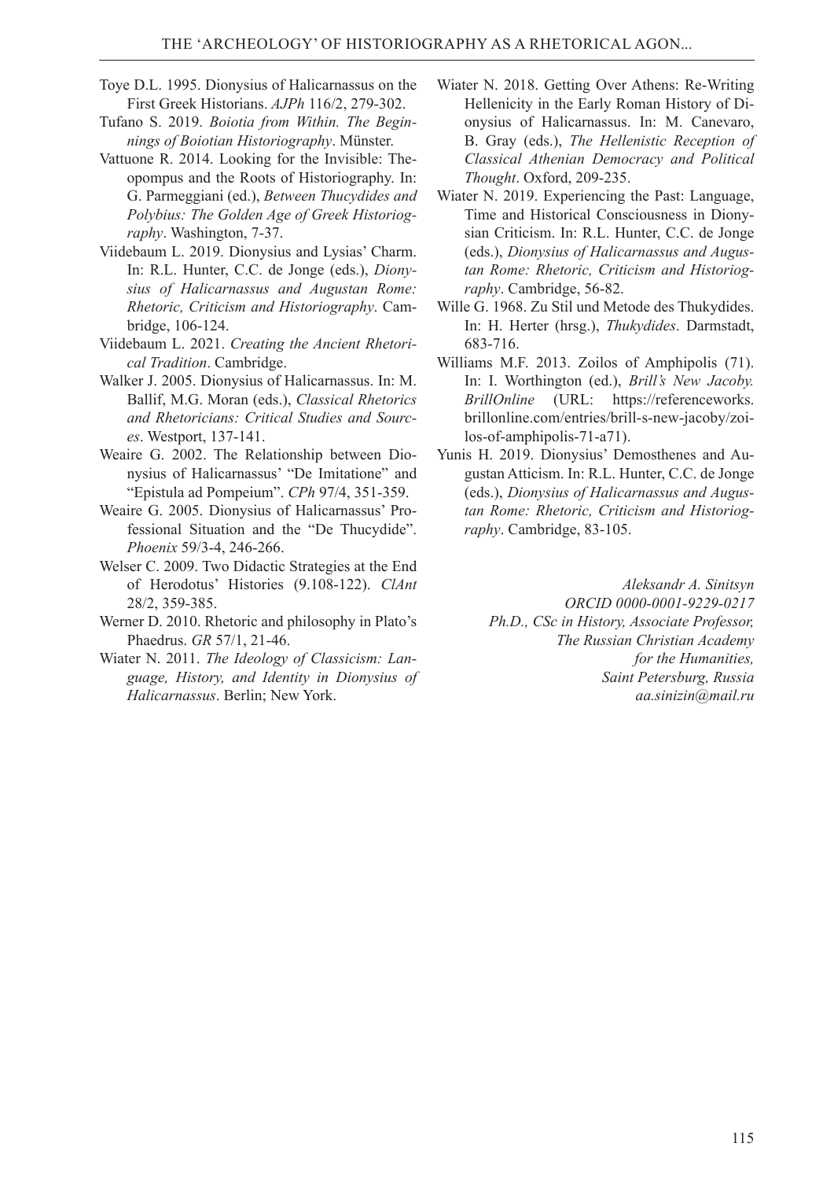Toye D.L. 1995. Dionysius of Halicarnassus on the First Greek Historians. *AJPh* 116/2, 279-302.

Tufano S. 2019. *Boiotia from Within. The Beginnings of Boiotian Historiography*. Münster.

Vattuone R. 2014. Looking for the Invisible: Theopompus and the Roots of Historiography. In: G. Parmeggiani (ed.), *Between Thucydides and Polybius: The Golden Age of Greek Historiography*. Washington, 7-37.

Viidebaum L. 2019. Dionysius and Lysias' Charm. In: R.L. Hunter, C.C. de Jonge (eds.), *Dionysius of Halicarnassus and Augustan Rome: Rhetoric, Criticism and Historiography*. Cambridge, 106-124.

Viidebaum L. 2021. *Creating the Ancient Rhetorical Tradition*. Cambridge.

Walker J. 2005. Dionysius of Halicarnassus. In: M. Ballif, M.G. Moran (eds.), *Classical Rhetorics and Rhetoricians: Critical Studies and Sources*. Westport, 137-141.

Weaire G. 2002. The Relationship between Dionysius of Halicarnassus' "De Imitatione" and "Epistula ad Pompeium". *CPh* 97/4, 351-359.

Weaire G. 2005. Dionysius of Halicarnassus' Professional Situation and the "De Thucydide". *Phoenix* 59/3-4, 246-266.

Welser C. 2009. Two Didactic Strategies at the End of Herodotus' Histories (9.108-122). *ClAnt* 28/2, 359-385.

Werner D. 2010. Rhetoric and philosophy in Plato's Phaedrus. *GR* 57/1, 21-46.

Wiater N. 2011. *The Ideology of Classicism: Language, History, and Identity in Dionysius of Halicarnassus*. Berlin; New York.

Wiater N. 2018. Getting Over Athens: Re-Writing Hellenicity in the Early Roman History of Dionysius of Halicarnassus. In: M. Canevaro, B. Gray (eds.), *The Hellenistic Reception of Classical Athenian Democracy and Political Thought*. Oxford, 209-235.

Wiater N. 2019. Experiencing the Past: Language, Time and Historical Consciousness in Dionysian Criticism. In: R.L. Hunter, C.C. de Jonge (eds.), *Dionysius of Halicarnassus and Augustan Rome: Rhetoric, Criticism and Historiography*. Cambridge, 56-82.

Wille G. 1968. Zu Stil und Metode des Thukydides. In: H. Herter (hrsg.), *Thukydides*. Darmstadt, 683-716.

Williams M.F. 2013. Zoilos of Amphipolis (71). In: I. Worthington (ed.), *Brill's New Jacoby. BrillOnline* (URL: https://referenceworks.brillonline.com/entries/brill-s-new-jacoby/zoilos-of-amphipolis-71-a71).

Yunis H. 2019. Dionysius' Demosthenes and Augustan Atticism. In: R.L. Hunter, C.C. de Jonge (eds.), *Dionysius of Halicarnassus and Augustan Rome: Rhetoric, Criticism and Historiography*. Cambridge, 83-105.

*Aleksandr A. Sinitsyn*
*ORCID 0000-0001-9229-0217*
*Ph.D., CSc in History, Associate Professor,*
*The Russian Christian Academy for the Humanities,*
*Saint Petersburg, Russia*
*aa.sinizin@mail.ru*